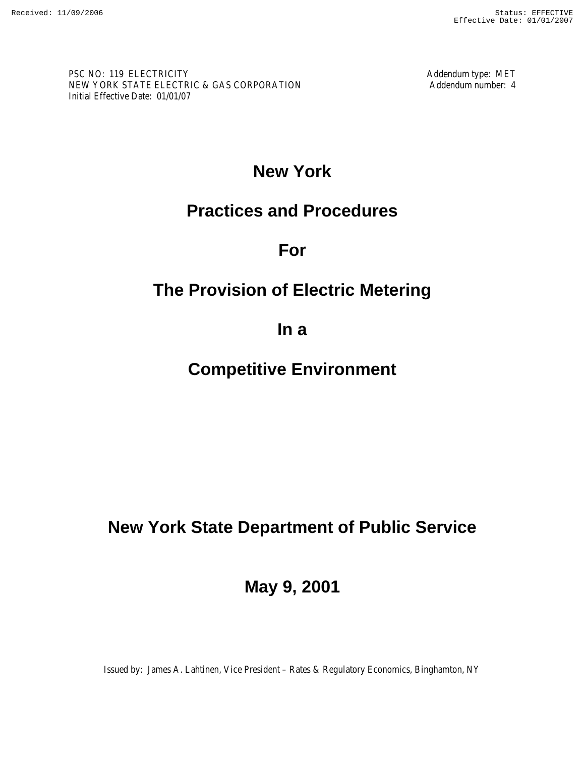Received: 11/09/2006

Status: EFFECTIVE
Effective Date: 01/01/2007

PSC NO: 119 ELECTRICITY
NEW YORK STATE ELECTRIC & GAS CORPORATION
Initial Effective Date: 01/01/07

Addendum type: MET
Addendum number: 4

# New York

# Practices and Procedures

# For

# The Provision of Electric Metering

# In a

# Competitive Environment

## New York State Department of Public Service

## May 9, 2001

Issued by: James A. Lahtinen, Vice President – Rates & Regulatory Economics, Binghamton, NY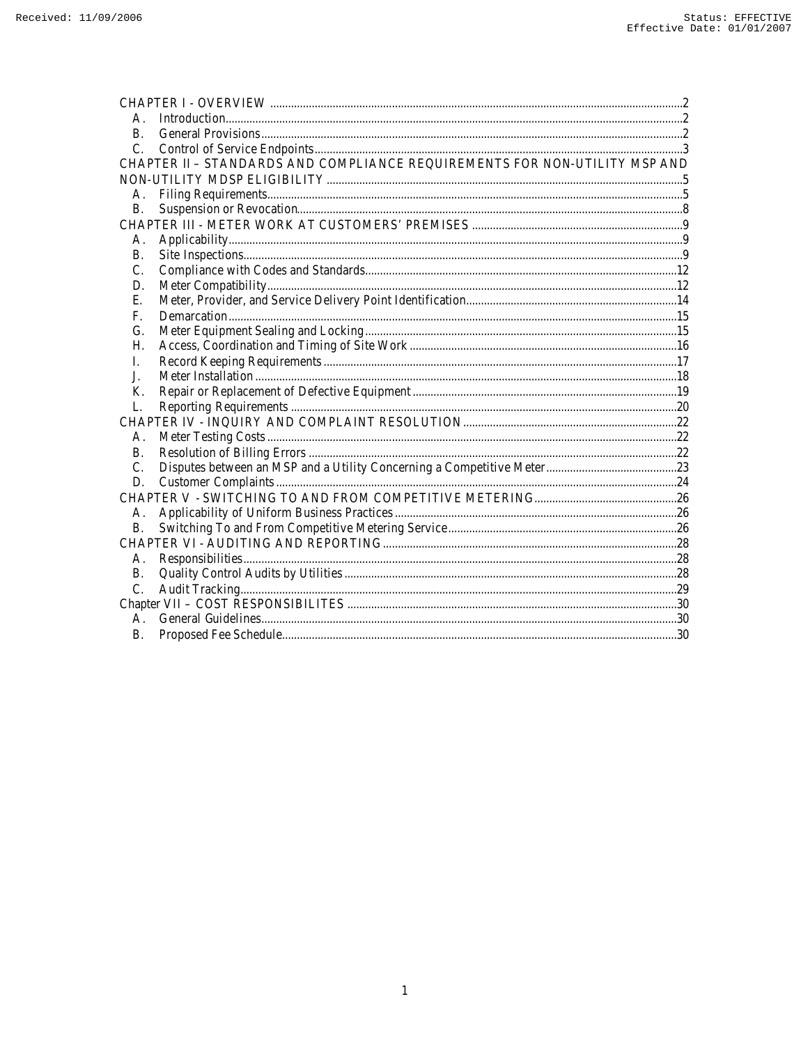CHAPTER I - OVERVIEW ........................................................................................................................2
- A. Introduction........................................................................................................................2
- B. General Provisions............................................................................................................2
- C. Control of Service Endpoints..........................................................................................3

CHAPTER II – STANDARDS AND COMPLIANCE REQUIREMENTS FOR NON-UTILITY MSP AND NON-UTILITY MDSP ELIGIBILITY .....................................................................................................5
- A. Filing Requirements..........................................................................................................5
- B. Suspension or Revocation................................................................................................8

CHAPTER III - METER WORK AT CUSTOMERS' PREMISES ......................................................................9
- A. Applicability.......................................................................................................................9
- B. Site Inspections..................................................................................................................9
- C. Compliance with Codes and Standards........................................................................12
- D. Meter Compatibility.........................................................................................................12
- E. Meter, Provider, and Service Delivery Point Identification.......................................14
- F. Demarcation......................................................................................................................15
- G. Meter Equipment Sealing and Locking........................................................................15
- H. Access, Coordination and Timing of Site Work .........................................................16
- I. Record Keeping Requirements ......................................................................................17
- J. Meter Installation .............................................................................................................18
- K. Repair or Replacement of Defective Equipment ........................................................19
- L. Reporting Requirements .................................................................................................20

CHAPTER IV - INQUIRY AND COMPLAINT RESOLUTION .......................................................................22
- A. Meter Testing Costs .........................................................................................................22
- B. Resolution of Billing Errors ...........................................................................................22
- C. Disputes between an MSP and a Utility Concerning a Competitive Meter............................23
- D. Customer Complaints ......................................................................................................24

CHAPTER V - SWITCHING TO AND FROM COMPETITIVE METERING................................................26
- A. Applicability of Uniform Business Practices ..............................................................26
- B. Switching To and From Competitive Metering Service.............................................26

CHAPTER VI - AUDITING AND REPORTING ..................................................................................28
- A. Responsibilities.................................................................................................................28
- B. Quality Control Audits by Utilities ..............................................................................28
- C. Audit Tracking..................................................................................................................29

Chapter VII – COST RESPONSIBILITES ..............................................................................................30
- A. General Guidelines...........................................................................................................30
- B. Proposed Fee Schedule....................................................................................................30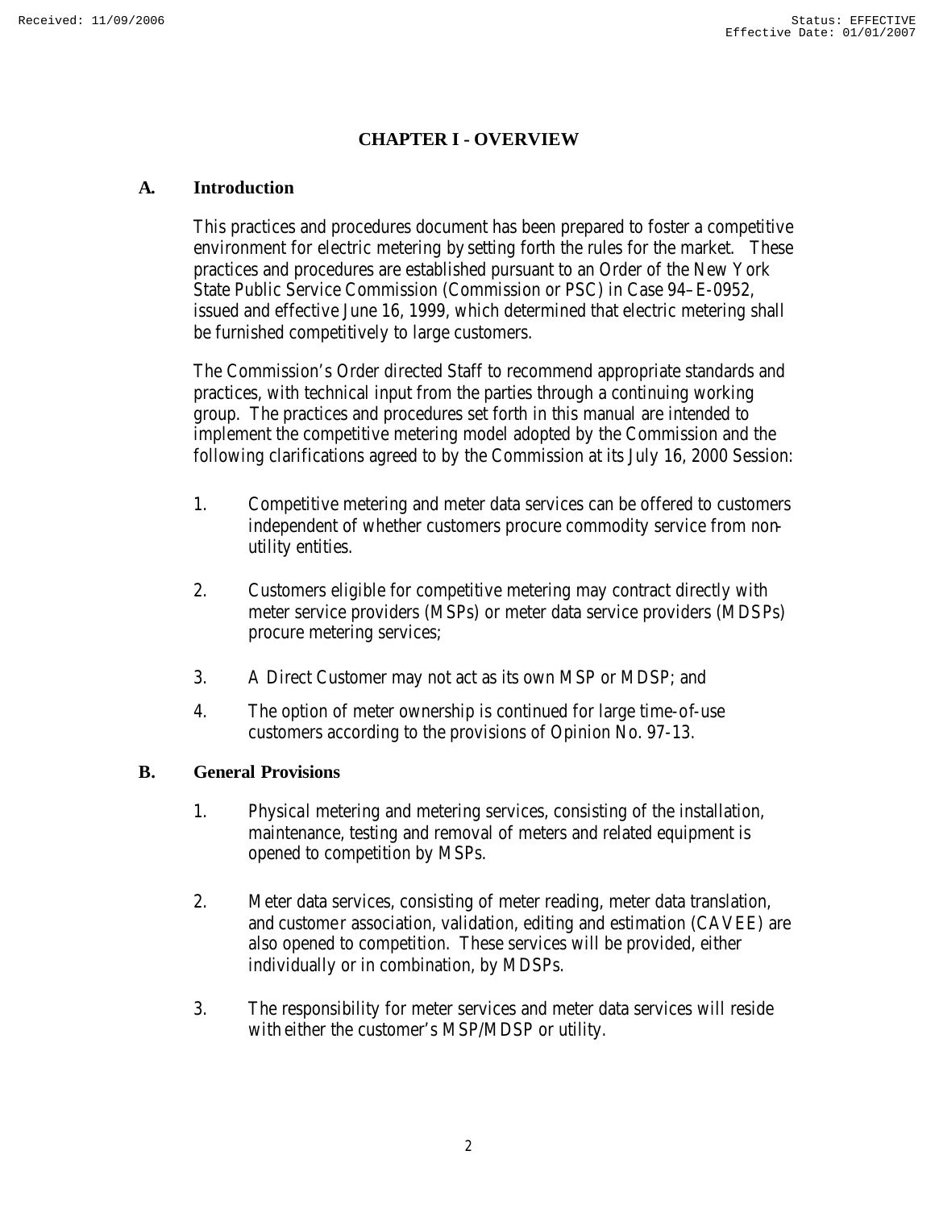# CHAPTER I - OVERVIEW

## A. Introduction

This practices and procedures document has been prepared to foster a competitive environment for electric metering by setting forth the rules for the market. These practices and procedures are established pursuant to an Order of the New York State Public Service Commission (Commission or PSC) in Case 94–E-0952, issued and effective June 16, 1999, which determined that electric metering shall be furnished competitively to large customers.

The Commission's Order directed Staff to recommend appropriate standards and practices, with technical input from the parties through a continuing working group. The practices and procedures set forth in this manual are intended to implement the competitive metering model adopted by the Commission and the following clarifications agreed to by the Commission at its July 16, 2000 Session:

1. Competitive metering and meter data services can be offered to customers independent of whether customers procure commodity service from non-utility entities.

2. Customers eligible for competitive metering may contract directly with meter service providers (MSPs) or meter data service providers (MDSPs) procure metering services;

3. A Direct Customer may not act as its own MSP or MDSP; and

4. The option of meter ownership is continued for large time-of-use customers according to the provisions of Opinion No. 97-13.

## B. General Provisions

1. Physical metering and metering services, consisting of the installation, maintenance, testing and removal of meters and related equipment is opened to competition by MSPs.

2. Meter data services, consisting of meter reading, meter data translation, and customer association, validation, editing and estimation (CAVEE) are also opened to competition. These services will be provided, either individually or in combination, by MDSPs.

3. The responsibility for meter services and meter data services will reside with either the customer's MSP/MDSP or utility.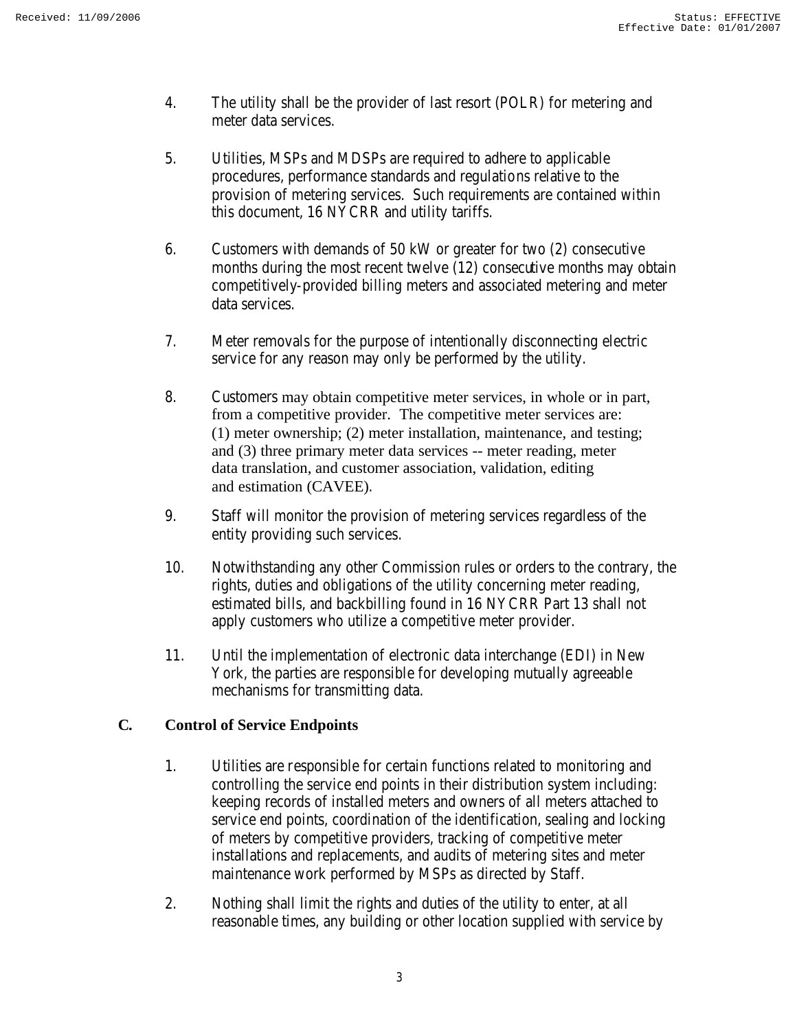4. The utility shall be the provider of last resort (POLR) for metering and meter data services.

5. Utilities, MSPs and MDSPs are required to adhere to applicable procedures, performance standards and regulations relative to the provision of metering services. Such requirements are contained within this document, 16 NYCRR and utility tariffs.

6. Customers with demands of 50 kW or greater for two (2) consecutive months during the most recent twelve (12) consecutive months may obtain competitively-provided billing meters and associated metering and meter data services.

7. Meter removals for the purpose of intentionally disconnecting electric service for any reason may only be performed by the utility.

8. Customers may obtain competitive meter services, in whole or in part, from a competitive provider. The competitive meter services are: (1) meter ownership; (2) meter installation, maintenance, and testing; and (3) three primary meter data services -- meter reading, meter data translation, and customer association, validation, editing and estimation (CAVEE).

9. Staff will monitor the provision of metering services regardless of the entity providing such services.

10. Notwithstanding any other Commission rules or orders to the contrary, the rights, duties and obligations of the utility concerning meter reading, estimated bills, and backbilling found in 16 NYCRR Part 13 shall not apply customers who utilize a competitive meter provider.

11. Until the implementation of electronic data interchange (EDI) in New York, the parties are responsible for developing mutually agreeable mechanisms for transmitting data.

### C. Control of Service Endpoints

1. Utilities are responsible for certain functions related to monitoring and controlling the service end points in their distribution system including: keeping records of installed meters and owners of all meters attached to service end points, coordination of the identification, sealing and locking of meters by competitive providers, tracking of competitive meter installations and replacements, and audits of metering sites and meter maintenance work performed by MSPs as directed by Staff.

2. Nothing shall limit the rights and duties of the utility to enter, at all reasonable times, any building or other location supplied with service by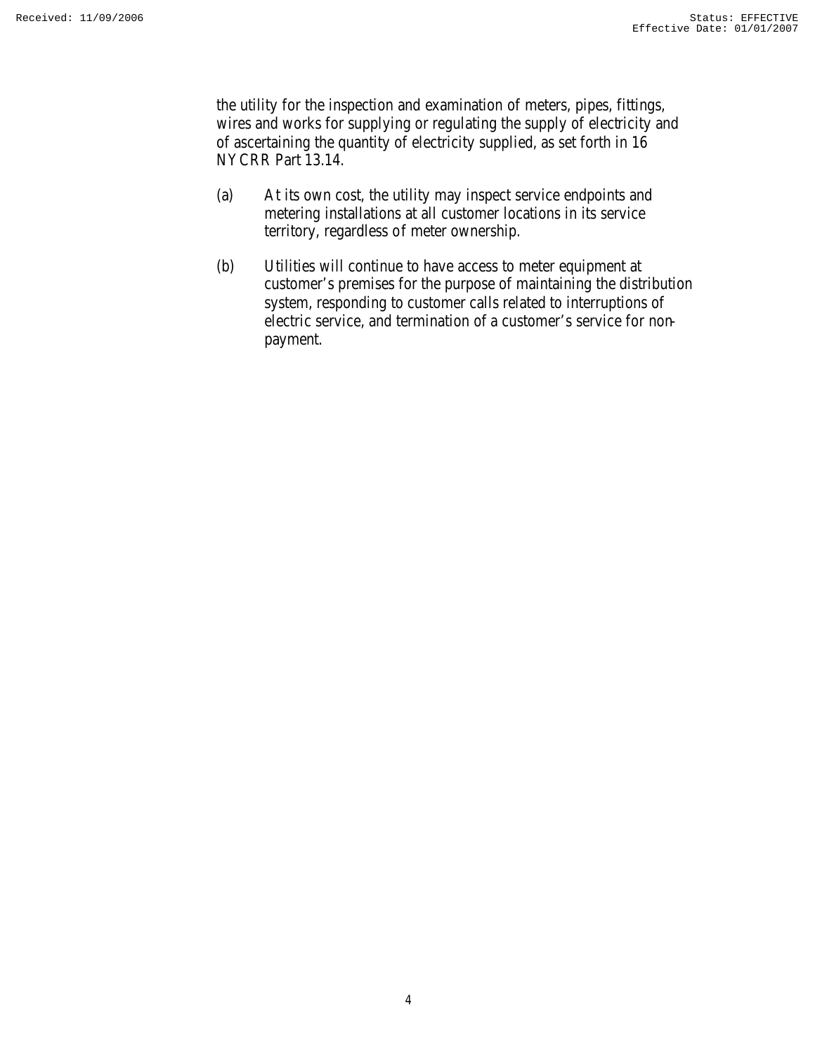the utility for the inspection and examination of meters, pipes, fittings, wires and works for supplying or regulating the supply of electricity and of ascertaining the quantity of electricity supplied, as set forth in 16 NYCRR Part 13.14.

(a) At its own cost, the utility may inspect service endpoints and metering installations at all customer locations in its service territory, regardless of meter ownership.

(b) Utilities will continue to have access to meter equipment at customer's premises for the purpose of maintaining the distribution system, responding to customer calls related to interruptions of electric service, and termination of a customer's service for non-payment.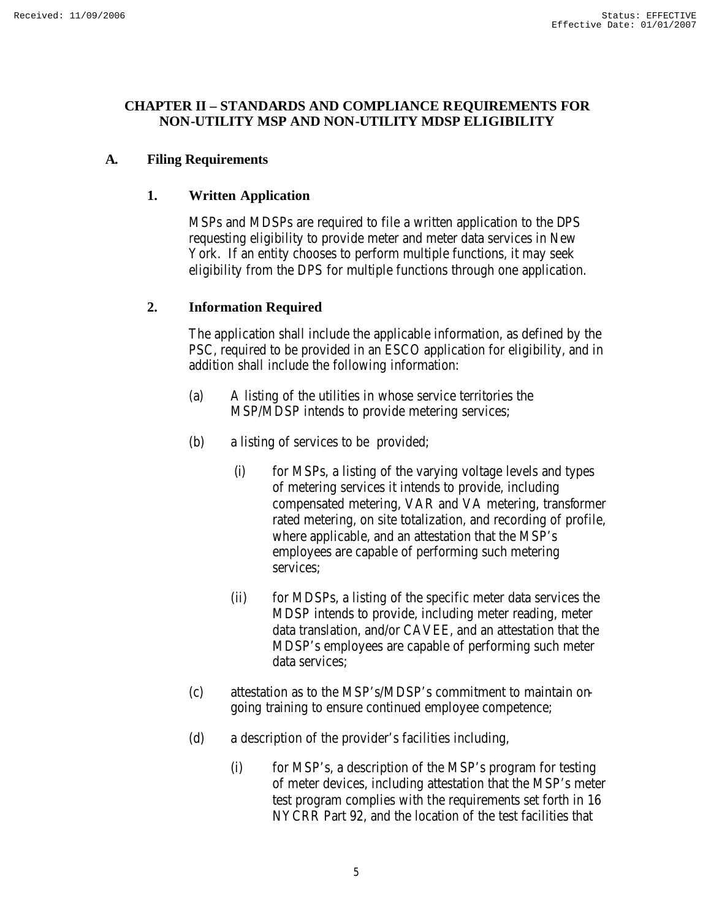## CHAPTER II – STANDARDS AND COMPLIANCE REQUIREMENTS FOR NON-UTILITY MSP AND NON-UTILITY MDSP ELIGIBILITY

### A. Filing Requirements

#### 1. Written Application

MSPs and MDSPs are required to file a written application to the DPS requesting eligibility to provide meter and meter data services in New York. If an entity chooses to perform multiple functions, it may seek eligibility from the DPS for multiple functions through one application.

#### 2. Information Required

The application shall include the applicable information, as defined by the PSC, required to be provided in an ESCO application for eligibility, and in addition shall include the following information:

(a) A listing of the utilities in whose service territories the MSP/MDSP intends to provide metering services;

(b) a listing of services to be provided;

(i) for MSPs, a listing of the varying voltage levels and types of metering services it intends to provide, including compensated metering, VAR and VA metering, transformer rated metering, on site totalization, and recording of profile, where applicable, and an attestation that the MSP's employees are capable of performing such metering services;

(ii) for MDSPs, a listing of the specific meter data services the MDSP intends to provide, including meter reading, meter data translation, and/or CAVEE, and an attestation that the MDSP's employees are capable of performing such meter data services;

(c) attestation as to the MSP's/MDSP's commitment to maintain on-going training to ensure continued employee competence;

(d) a description of the provider's facilities including,

(i) for MSP's, a description of the MSP's program for testing of meter devices, including attestation that the MSP's meter test program complies with the requirements set forth in 16 NYCRR Part 92, and the location of the test facilities that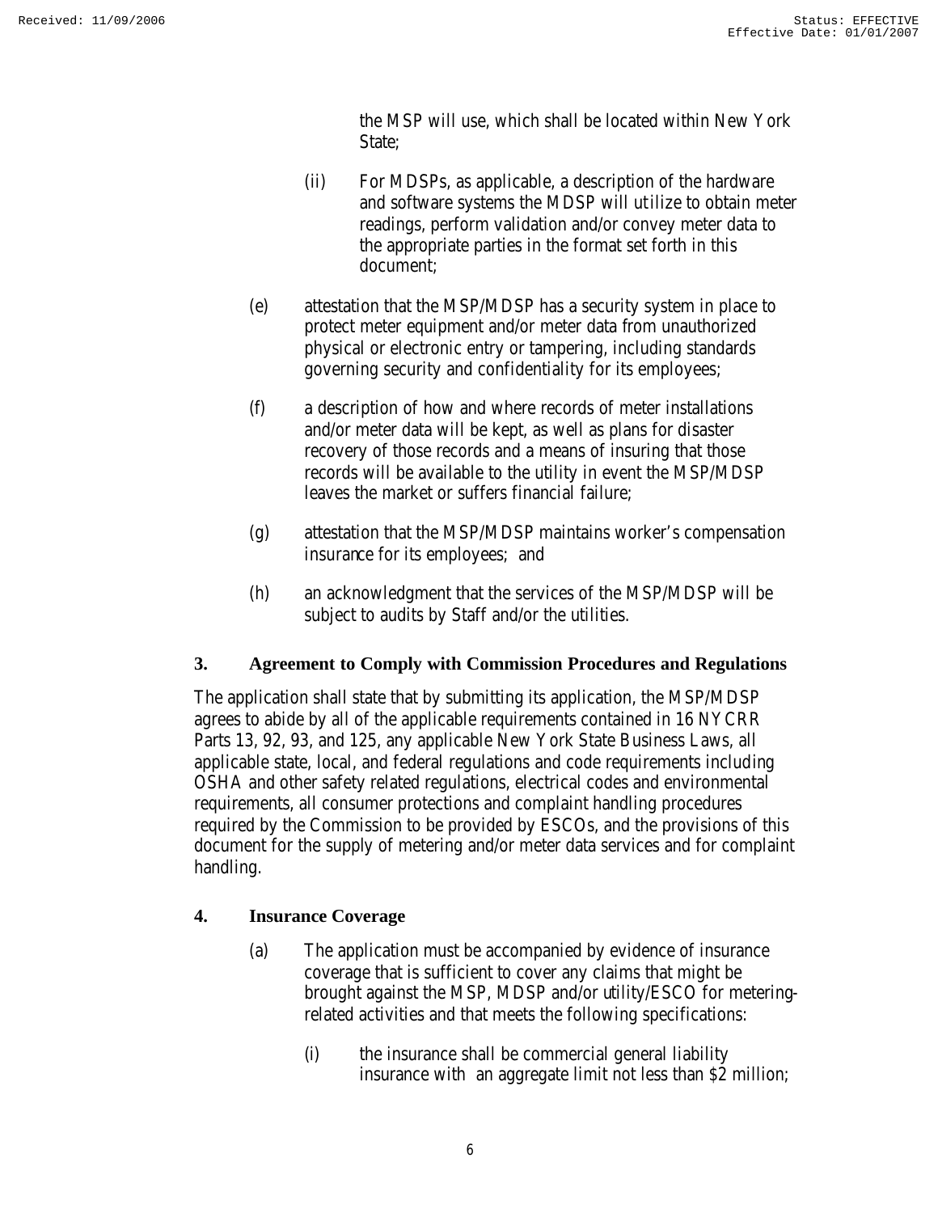the MSP will use, which shall be located within New York State;

(ii) For MDSPs, as applicable, a description of the hardware and software systems the MDSP will utilize to obtain meter readings, perform validation and/or convey meter data to the appropriate parties in the format set forth in this document;

(e) attestation that the MSP/MDSP has a security system in place to protect meter equipment and/or meter data from unauthorized physical or electronic entry or tampering, including standards governing security and confidentiality for its employees;

(f) a description of how and where records of meter installations and/or meter data will be kept, as well as plans for disaster recovery of those records and a means of insuring that those records will be available to the utility in event the MSP/MDSP leaves the market or suffers financial failure;

(g) attestation that the MSP/MDSP maintains worker's compensation insurance for its employees; and

(h) an acknowledgment that the services of the MSP/MDSP will be subject to audits by Staff and/or the utilities.

### 3. Agreement to Comply with Commission Procedures and Regulations

The application shall state that by submitting its application, the MSP/MDSP agrees to abide by all of the applicable requirements contained in 16 NYCRR Parts 13, 92, 93, and 125, any applicable New York State Business Laws, all applicable state, local, and federal regulations and code requirements including OSHA and other safety related regulations, electrical codes and environmental requirements, all consumer protections and complaint handling procedures required by the Commission to be provided by ESCOs, and the provisions of this document for the supply of metering and/or meter data services and for complaint handling.

### 4. Insurance Coverage

(a) The application must be accompanied by evidence of insurance coverage that is sufficient to cover any claims that might be brought against the MSP, MDSP and/or utility/ESCO for metering-related activities and that meets the following specifications:

(i) the insurance shall be commercial general liability insurance with an aggregate limit not less than $2 million;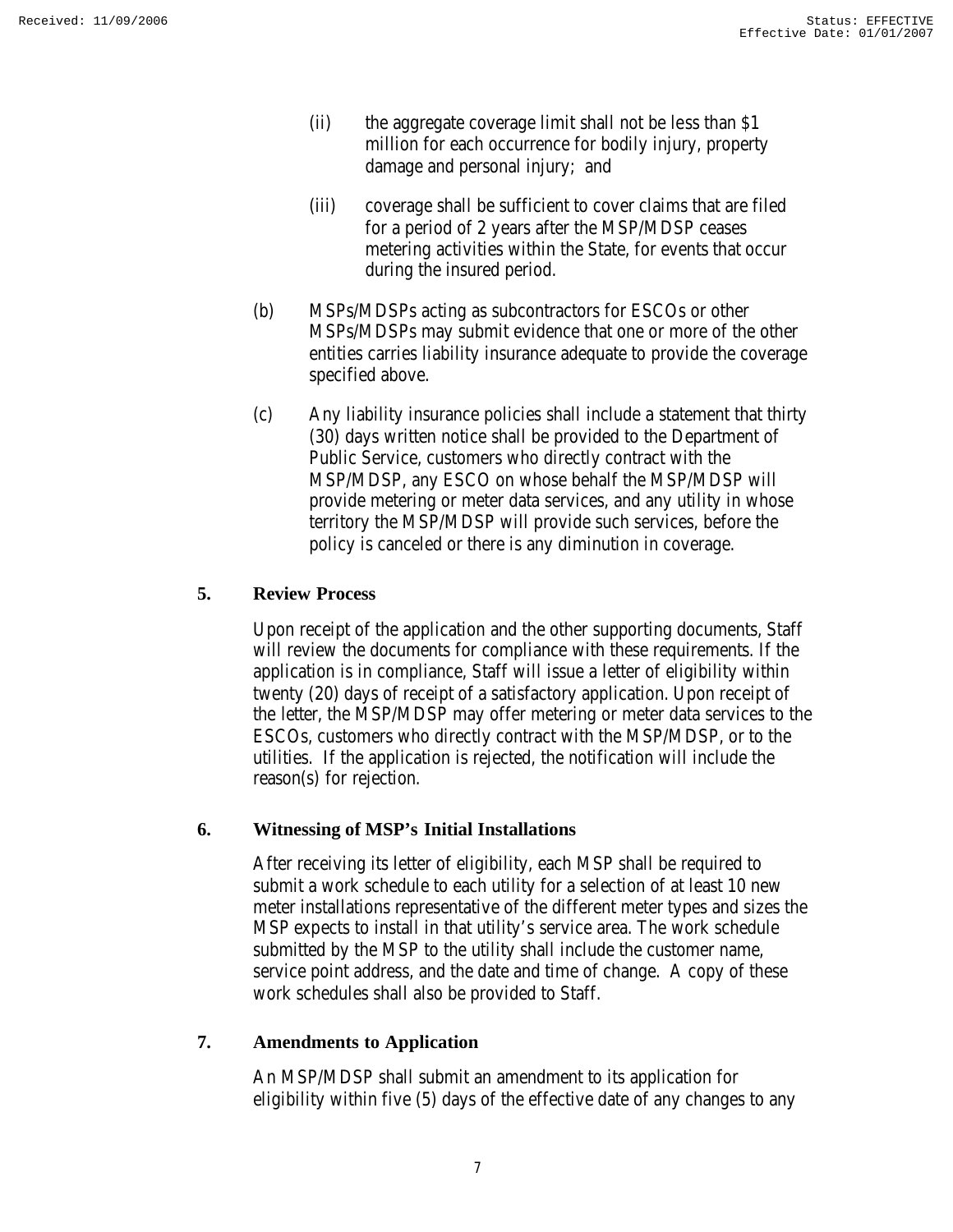(ii) the aggregate coverage limit shall not be less than $1 million for each occurrence for bodily injury, property damage and personal injury; and

(iii) coverage shall be sufficient to cover claims that are filed for a period of 2 years after the MSP/MDSP ceases metering activities within the State, for events that occur during the insured period.

(b) MSPs/MDSPs acting as subcontractors for ESCOs or other MSPs/MDSPs may submit evidence that one or more of the other entities carries liability insurance adequate to provide the coverage specified above.

(c) Any liability insurance policies shall include a statement that thirty (30) days written notice shall be provided to the Department of Public Service, customers who directly contract with the MSP/MDSP, any ESCO on whose behalf the MSP/MDSP will provide metering or meter data services, and any utility in whose territory the MSP/MDSP will provide such services, before the policy is canceled or there is any diminution in coverage.

## 5. Review Process

Upon receipt of the application and the other supporting documents, Staff will review the documents for compliance with these requirements. If the application is in compliance, Staff will issue a letter of eligibility within twenty (20) days of receipt of a satisfactory application. Upon receipt of the letter, the MSP/MDSP may offer metering or meter data services to the ESCOs, customers who directly contract with the MSP/MDSP, or to the utilities. If the application is rejected, the notification will include the reason(s) for rejection.

## 6. Witnessing of MSP's Initial Installations

After receiving its letter of eligibility, each MSP shall be required to submit a work schedule to each utility for a selection of at least 10 new meter installations representative of the different meter types and sizes the MSP expects to install in that utility's service area. The work schedule submitted by the MSP to the utility shall include the customer name, service point address, and the date and time of change. A copy of these work schedules shall also be provided to Staff.

## 7. Amendments to Application

An MSP/MDSP shall submit an amendment to its application for eligibility within five (5) days of the effective date of any changes to any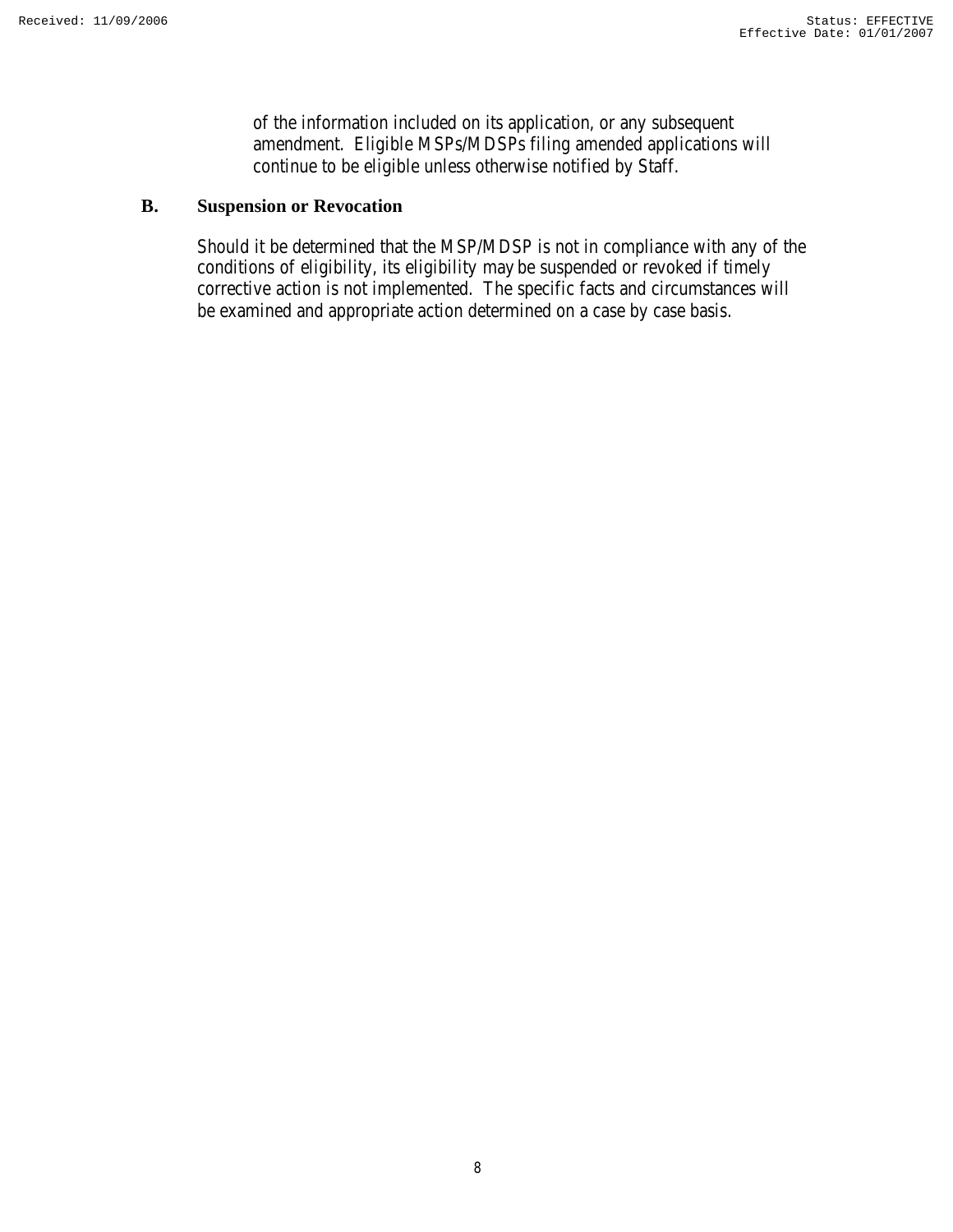of the information included on its application, or any subsequent amendment. Eligible MSPs/MDSPs filing amended applications will continue to be eligible unless otherwise notified by Staff.

## B. Suspension or Revocation

Should it be determined that the MSP/MDSP is not in compliance with any of the conditions of eligibility, its eligibility may be suspended or revoked if timely corrective action is not implemented. The specific facts and circumstances will be examined and appropriate action determined on a case by case basis.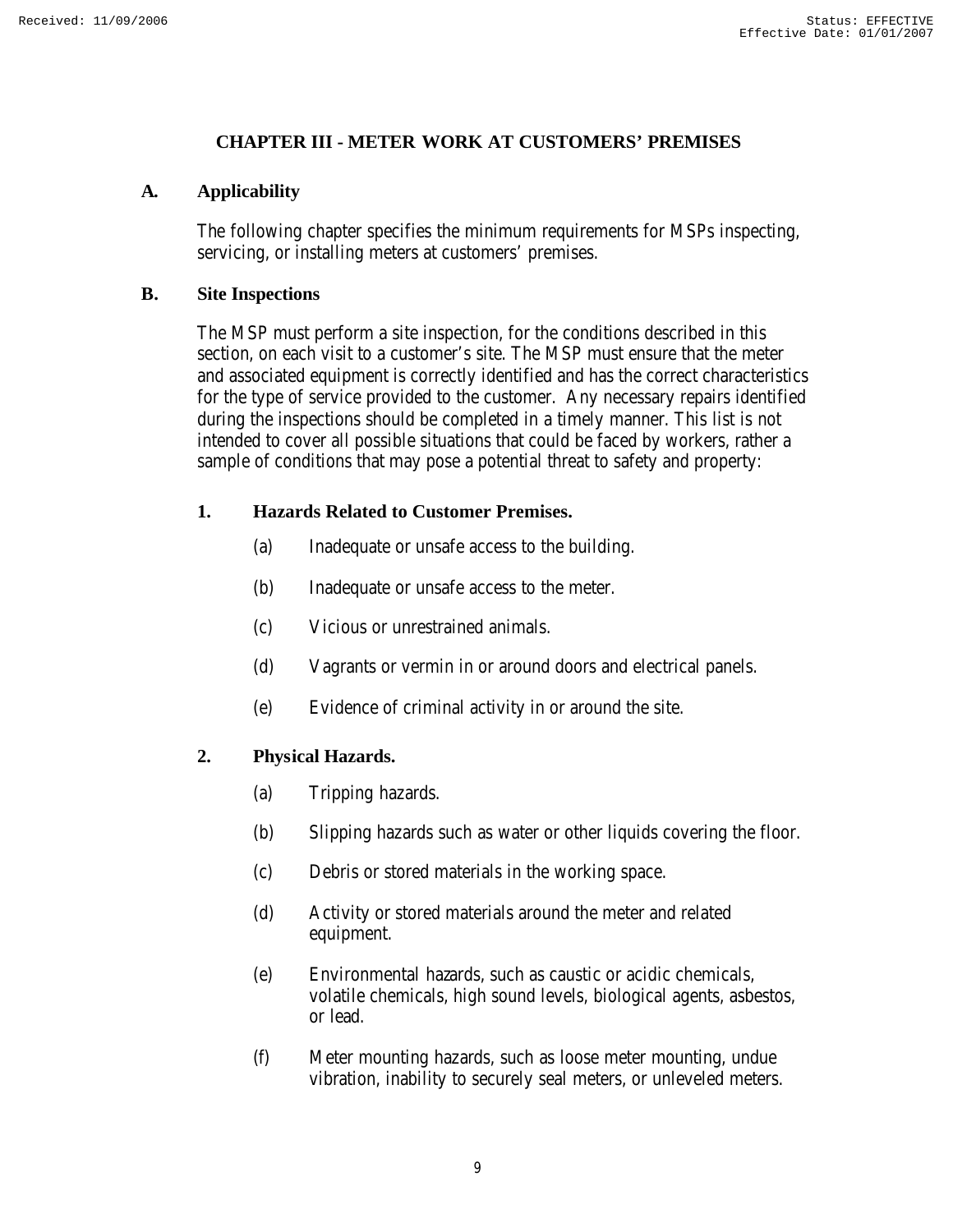## CHAPTER III - METER WORK AT CUSTOMERS' PREMISES

### A. Applicability

The following chapter specifies the minimum requirements for MSPs inspecting, servicing, or installing meters at customers' premises.

### B. Site Inspections

The MSP must perform a site inspection, for the conditions described in this section, on each visit to a customer's site. The MSP must ensure that the meter and associated equipment is correctly identified and has the correct characteristics for the type of service provided to the customer. Any necessary repairs identified during the inspections should be completed in a timely manner. This list is not intended to cover all possible situations that could be faced by workers, rather a sample of conditions that may pose a potential threat to safety and property:

#### 1. Hazards Related to Customer Premises.

(a) Inadequate or unsafe access to the building.

(b) Inadequate or unsafe access to the meter.

(c) Vicious or unrestrained animals.

(d) Vagrants or vermin in or around doors and electrical panels.

(e) Evidence of criminal activity in or around the site.

#### 2. Physical Hazards.

(a) Tripping hazards.

(b) Slipping hazards such as water or other liquids covering the floor.

(c) Debris or stored materials in the working space.

(d) Activity or stored materials around the meter and related equipment.

(e) Environmental hazards, such as caustic or acidic chemicals, volatile chemicals, high sound levels, biological agents, asbestos, or lead.

(f) Meter mounting hazards, such as loose meter mounting, undue vibration, inability to securely seal meters, or unleveled meters.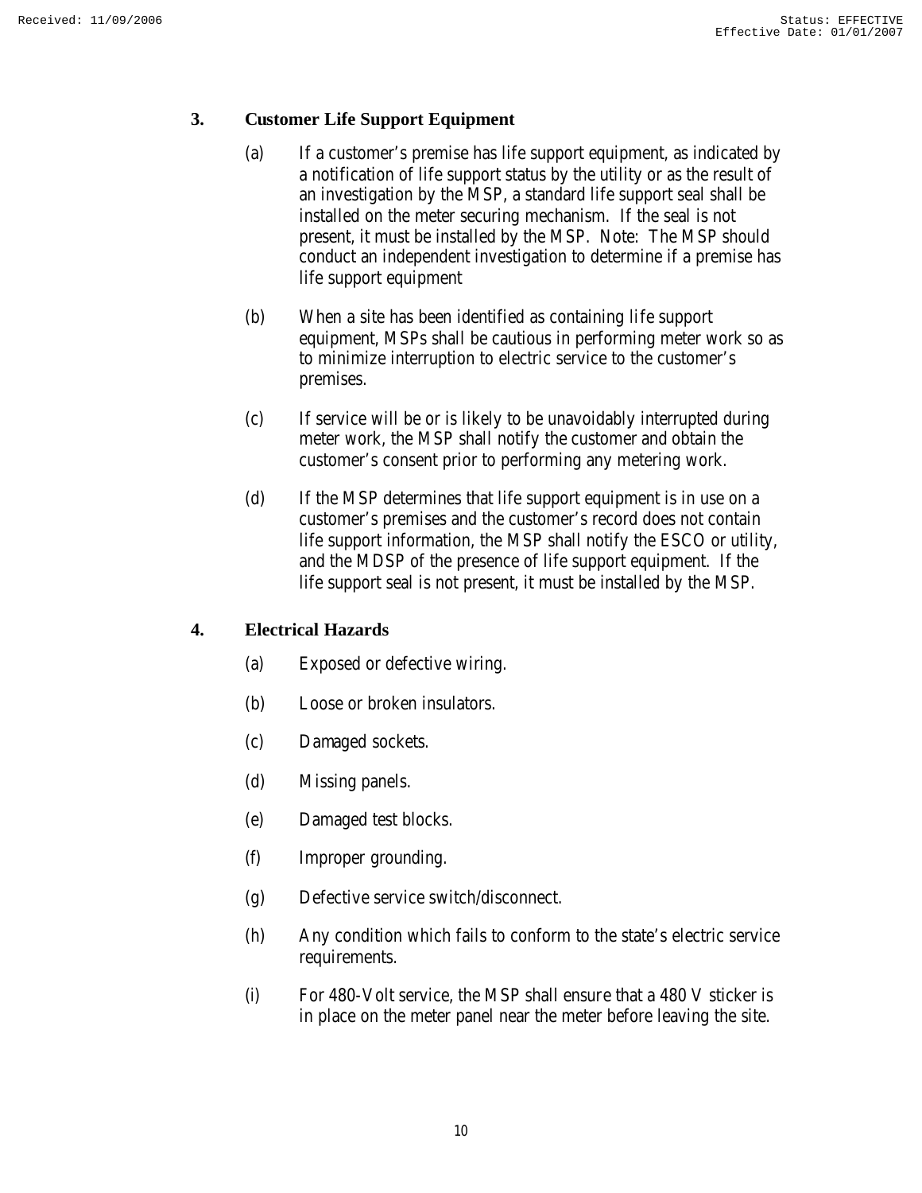### 3. Customer Life Support Equipment

(a) If a customer's premise has life support equipment, as indicated by a notification of life support status by the utility or as the result of an investigation by the MSP, a standard life support seal shall be installed on the meter securing mechanism. If the seal is not present, it must be installed by the MSP. Note: The MSP should conduct an independent investigation to determine if a premise has life support equipment

(b) When a site has been identified as containing life support equipment, MSPs shall be cautious in performing meter work so as to minimize interruption to electric service to the customer's premises.

(c) If service will be or is likely to be unavoidably interrupted during meter work, the MSP shall notify the customer and obtain the customer's consent prior to performing any metering work.

(d) If the MSP determines that life support equipment is in use on a customer's premises and the customer's record does not contain life support information, the MSP shall notify the ESCO or utility, and the MDSP of the presence of life support equipment. If the life support seal is not present, it must be installed by the MSP.

### 4. Electrical Hazards

(a) Exposed or defective wiring.

(b) Loose or broken insulators.

(c) Damaged sockets.

(d) Missing panels.

(e) Damaged test blocks.

(f) Improper grounding.

(g) Defective service switch/disconnect.

(h) Any condition which fails to conform to the state's electric service requirements.

(i) For 480-Volt service, the MSP shall ensure that a 480 V sticker is in place on the meter panel near the meter before leaving the site.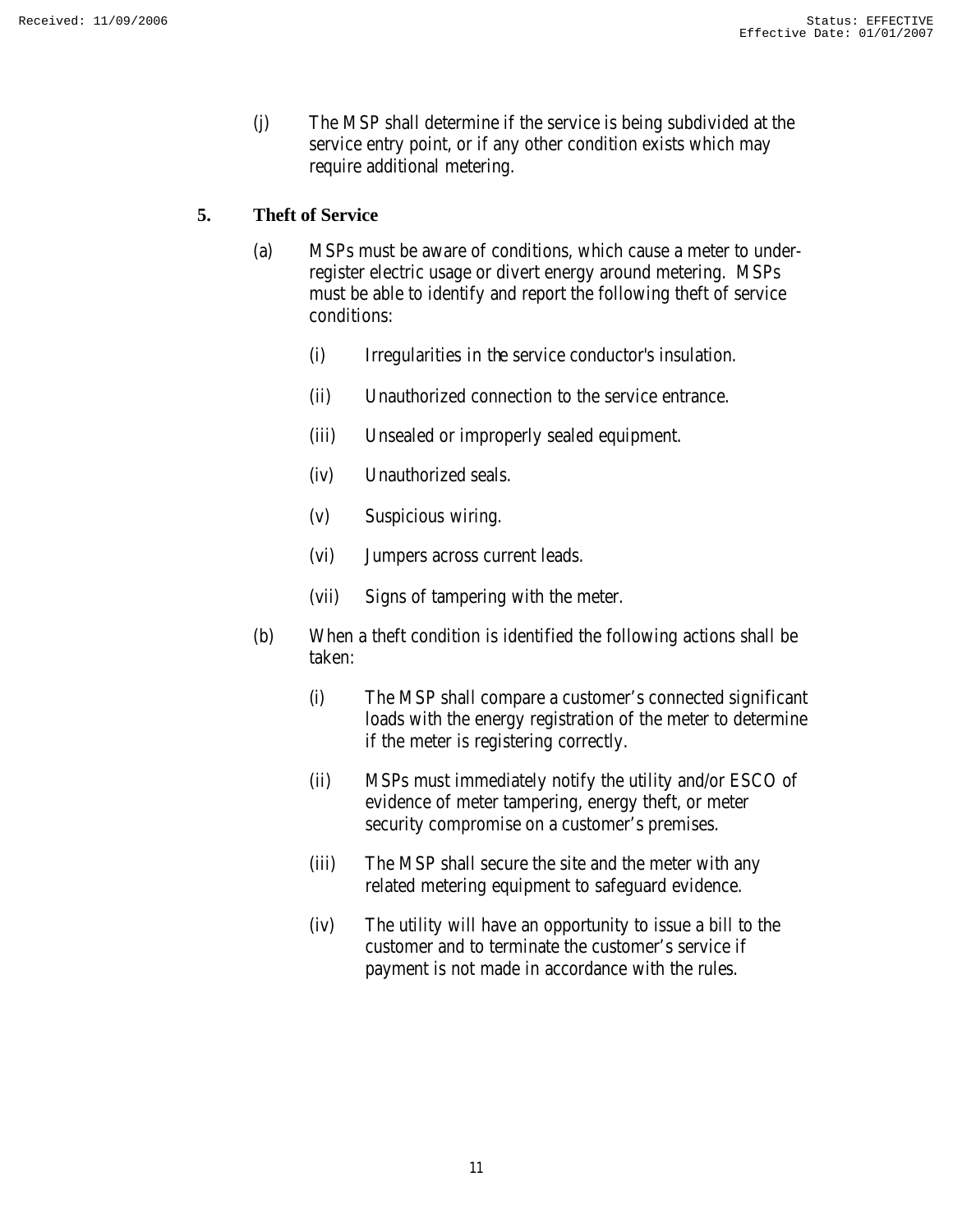(j) The MSP shall determine if the service is being subdivided at the service entry point, or if any other condition exists which may require additional metering.

## 5. Theft of Service

(a) MSPs must be aware of conditions, which cause a meter to under-register electric usage or divert energy around metering. MSPs must be able to identify and report the following theft of service conditions:

  (i) Irregularities in the service conductor's insulation.

  (ii) Unauthorized connection to the service entrance.

  (iii) Unsealed or improperly sealed equipment.

  (iv) Unauthorized seals.

  (v) Suspicious wiring.

  (vi) Jumpers across current leads.

  (vii) Signs of tampering with the meter.

(b) When a theft condition is identified the following actions shall be taken:

  (i) The MSP shall compare a customer's connected significant loads with the energy registration of the meter to determine if the meter is registering correctly.

  (ii) MSPs must immediately notify the utility and/or ESCO of evidence of meter tampering, energy theft, or meter security compromise on a customer's premises.

  (iii) The MSP shall secure the site and the meter with any related metering equipment to safeguard evidence.

  (iv) The utility will have an opportunity to issue a bill to the customer and to terminate the customer's service if payment is not made in accordance with the rules.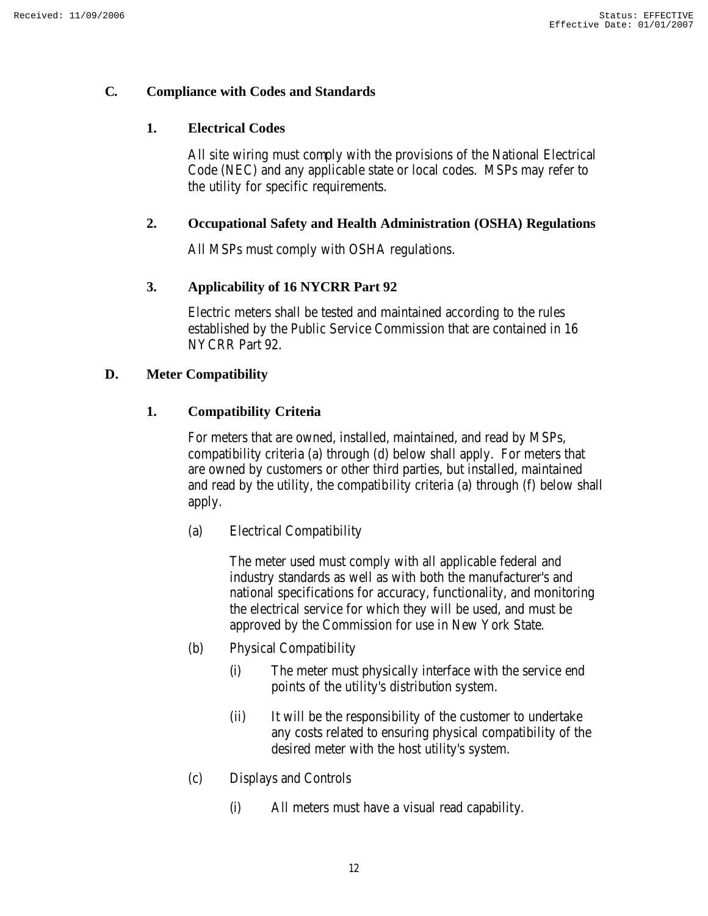## C. Compliance with Codes and Standards

### 1. Electrical Codes

All site wiring must comply with the provisions of the National Electrical Code (NEC) and any applicable state or local codes. MSPs may refer to the utility for specific requirements.

### 2. Occupational Safety and Health Administration (OSHA) Regulations

All MSPs must comply with OSHA regulations.

### 3. Applicability of 16 NYCRR Part 92

Electric meters shall be tested and maintained according to the rules established by the Public Service Commission that are contained in 16 NYCRR Part 92.

## D. Meter Compatibility

### 1. Compatibility Criteria

For meters that are owned, installed, maintained, and read by MSPs, compatibility criteria (a) through (d) below shall apply. For meters that are owned by customers or other third parties, but installed, maintained and read by the utility, the compatibility criteria (a) through (f) below shall apply.

(a) Electrical Compatibility

The meter used must comply with all applicable federal and industry standards as well as with both the manufacturer's and national specifications for accuracy, functionality, and monitoring the electrical service for which they will be used, and must be approved by the Commission for use in New York State.

(b) Physical Compatibility

(i) The meter must physically interface with the service end points of the utility's distribution system.

(ii) It will be the responsibility of the customer to undertake any costs related to ensuring physical compatibility of the desired meter with the host utility's system.

(c) Displays and Controls

(i) All meters must have a visual read capability.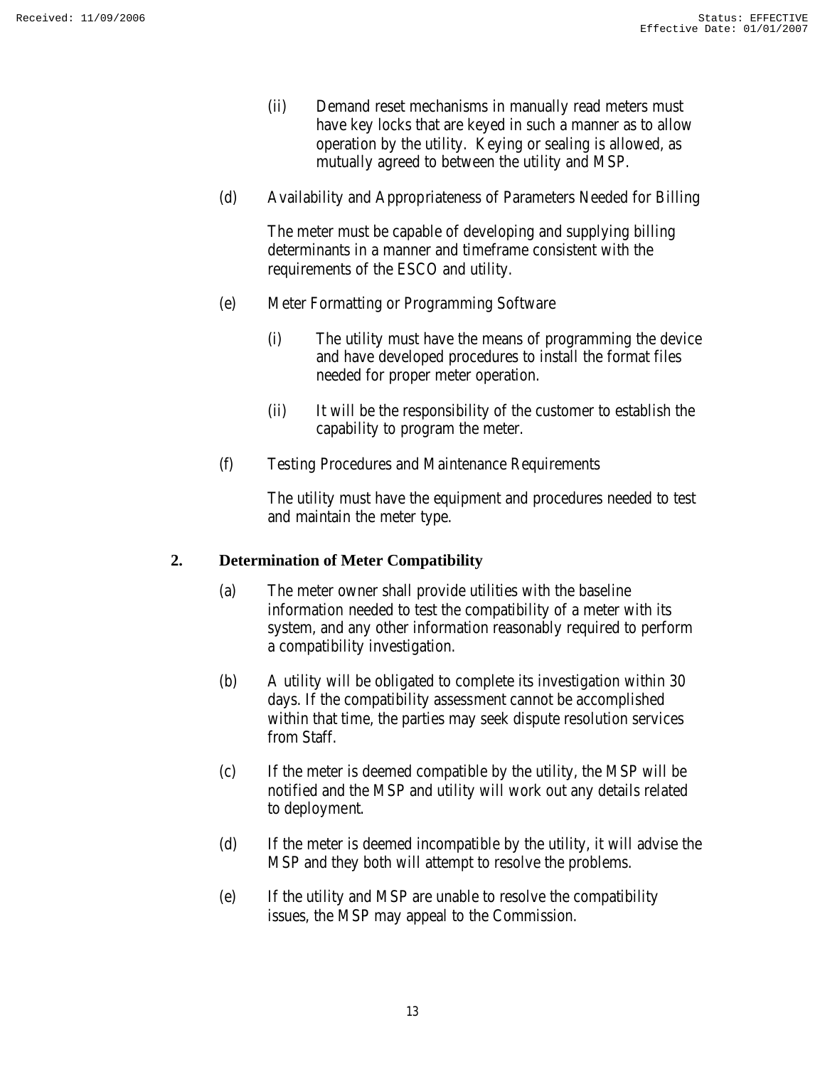(ii) Demand reset mechanisms in manually read meters must have key locks that are keyed in such a manner as to allow operation by the utility. Keying or sealing is allowed, as mutually agreed to between the utility and MSP.

(d) Availability and Appropriateness of Parameters Needed for Billing

The meter must be capable of developing and supplying billing determinants in a manner and timeframe consistent with the requirements of the ESCO and utility.

(e) Meter Formatting or Programming Software

(i) The utility must have the means of programming the device and have developed procedures to install the format files needed for proper meter operation.

(ii) It will be the responsibility of the customer to establish the capability to program the meter.

(f) Testing Procedures and Maintenance Requirements

The utility must have the equipment and procedures needed to test and maintain the meter type.

**2. Determination of Meter Compatibility**

(a) The meter owner shall provide utilities with the baseline information needed to test the compatibility of a meter with its system, and any other information reasonably required to perform a compatibility investigation.

(b) A utility will be obligated to complete its investigation within 30 days. If the compatibility assessment cannot be accomplished within that time, the parties may seek dispute resolution services from Staff.

(c) If the meter is deemed compatible by the utility, the MSP will be notified and the MSP and utility will work out any details related to deployment.

(d) If the meter is deemed incompatible by the utility, it will advise the MSP and they both will attempt to resolve the problems.

(e) If the utility and MSP are unable to resolve the compatibility issues, the MSP may appeal to the Commission.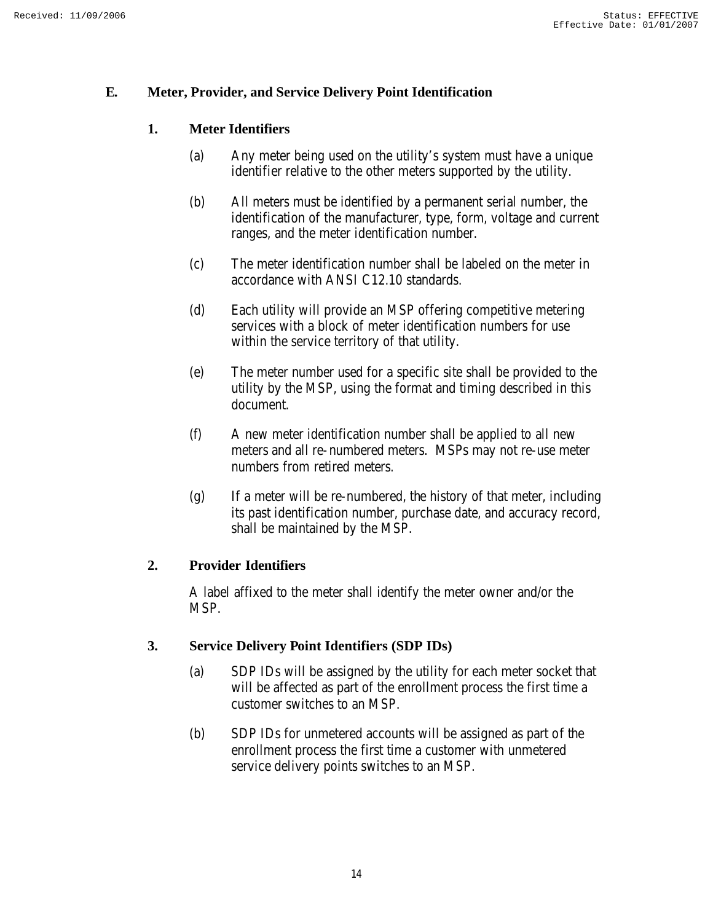## E. Meter, Provider, and Service Delivery Point Identification

### 1. Meter Identifiers

(a) Any meter being used on the utility's system must have a unique identifier relative to the other meters supported by the utility.

(b) All meters must be identified by a permanent serial number, the identification of the manufacturer, type, form, voltage and current ranges, and the meter identification number.

(c) The meter identification number shall be labeled on the meter in accordance with ANSI C12.10 standards.

(d) Each utility will provide an MSP offering competitive metering services with a block of meter identification numbers for use within the service territory of that utility.

(e) The meter number used for a specific site shall be provided to the utility by the MSP, using the format and timing described in this document.

(f) A new meter identification number shall be applied to all new meters and all re-numbered meters. MSPs may not re-use meter numbers from retired meters.

(g) If a meter will be re-numbered, the history of that meter, including its past identification number, purchase date, and accuracy record, shall be maintained by the MSP.

### 2. Provider Identifiers

A label affixed to the meter shall identify the meter owner and/or the MSP.

### 3. Service Delivery Point Identifiers (SDP IDs)

(a) SDP IDs will be assigned by the utility for each meter socket that will be affected as part of the enrollment process the first time a customer switches to an MSP.

(b) SDP IDs for unmetered accounts will be assigned as part of the enrollment process the first time a customer with unmetered service delivery points switches to an MSP.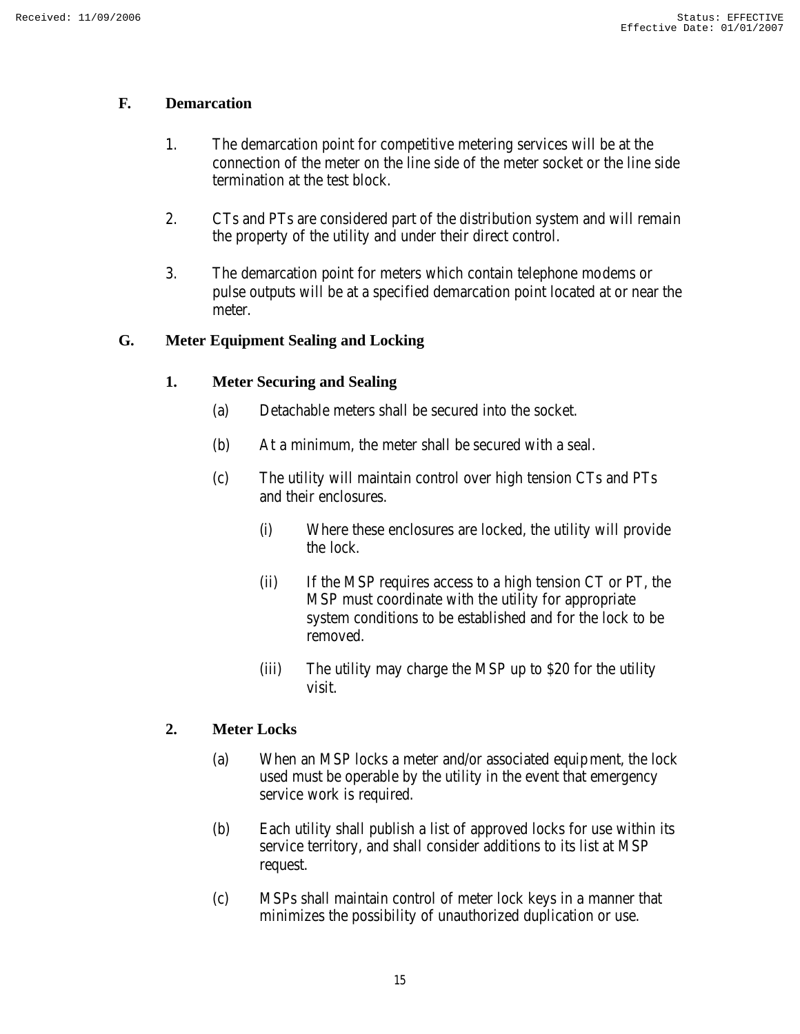## F. Demarcation

1. The demarcation point for competitive metering services will be at the connection of the meter on the line side of the meter socket or the line side termination at the test block.

2. CTs and PTs are considered part of the distribution system and will remain the property of the utility and under their direct control.

3. The demarcation point for meters which contain telephone modems or pulse outputs will be at a specified demarcation point located at or near the meter.

## G. Meter Equipment Sealing and Locking

### 1. Meter Securing and Sealing

(a) Detachable meters shall be secured into the socket.

(b) At a minimum, the meter shall be secured with a seal.

(c) The utility will maintain control over high tension CTs and PTs and their enclosures.

  (i) Where these enclosures are locked, the utility will provide the lock.

  (ii) If the MSP requires access to a high tension CT or PT, the MSP must coordinate with the utility for appropriate system conditions to be established and for the lock to be removed.

  (iii) The utility may charge the MSP up to $20 for the utility visit.

### 2. Meter Locks

(a) When an MSP locks a meter and/or associated equipment, the lock used must be operable by the utility in the event that emergency service work is required.

(b) Each utility shall publish a list of approved locks for use within its service territory, and shall consider additions to its list at MSP request.

(c) MSPs shall maintain control of meter lock keys in a manner that minimizes the possibility of unauthorized duplication or use.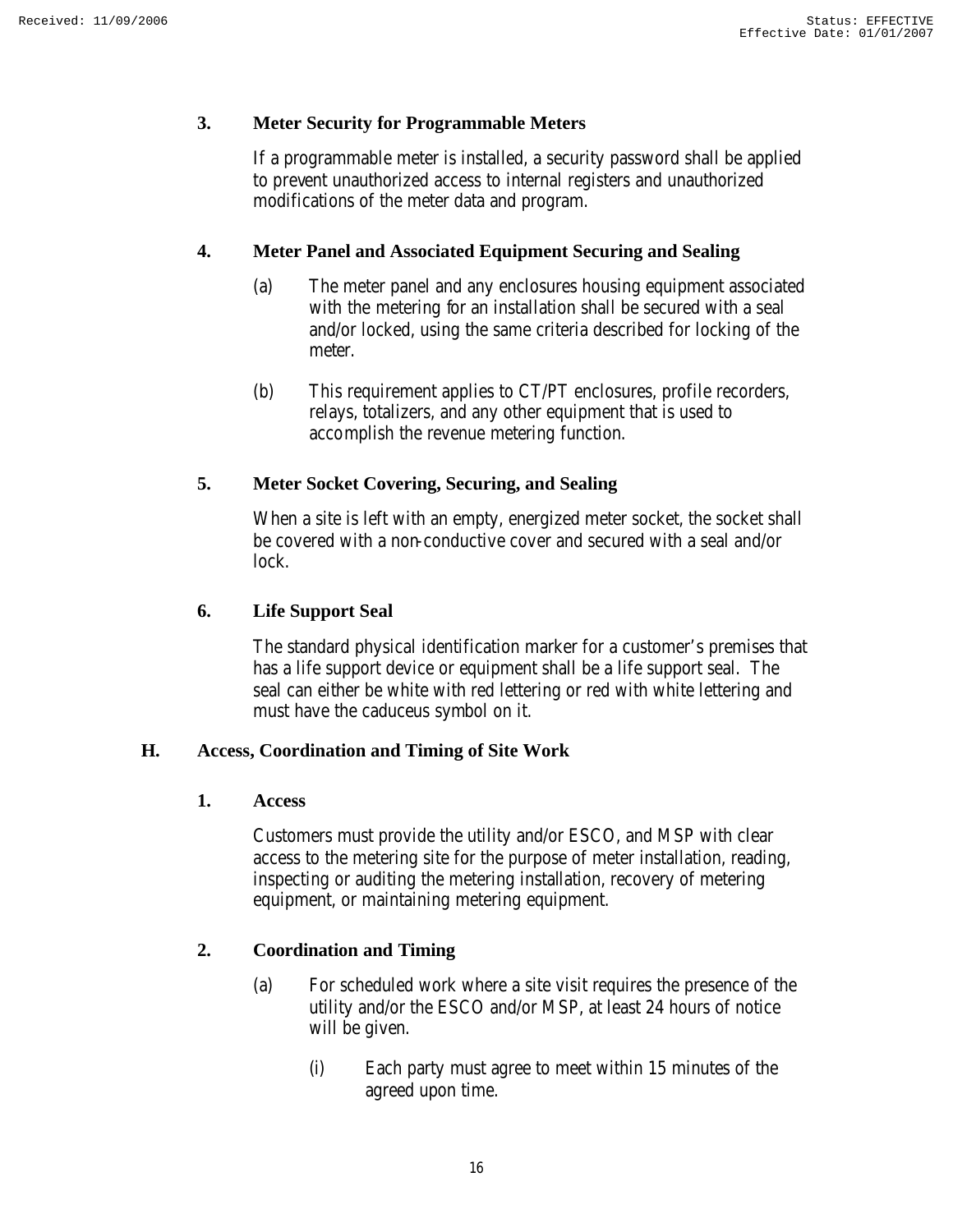### 3. Meter Security for Programmable Meters

If a programmable meter is installed, a security password shall be applied to prevent unauthorized access to internal registers and unauthorized modifications of the meter data and program.

### 4. Meter Panel and Associated Equipment Securing and Sealing

(a) The meter panel and any enclosures housing equipment associated with the metering for an installation shall be secured with a seal and/or locked, using the same criteria described for locking of the meter.

(b) This requirement applies to CT/PT enclosures, profile recorders, relays, totalizers, and any other equipment that is used to accomplish the revenue metering function.

### 5. Meter Socket Covering, Securing, and Sealing

When a site is left with an empty, energized meter socket, the socket shall be covered with a non-conductive cover and secured with a seal and/or lock.

### 6. Life Support Seal

The standard physical identification marker for a customer's premises that has a life support device or equipment shall be a life support seal. The seal can either be white with red lettering or red with white lettering and must have the caduceus symbol on it.

## H. Access, Coordination and Timing of Site Work

### 1. Access

Customers must provide the utility and/or ESCO, and MSP with clear access to the metering site for the purpose of meter installation, reading, inspecting or auditing the metering installation, recovery of metering equipment, or maintaining metering equipment.

### 2. Coordination and Timing

(a) For scheduled work where a site visit requires the presence of the utility and/or the ESCO and/or MSP, at least 24 hours of notice will be given.

(i) Each party must agree to meet within 15 minutes of the agreed upon time.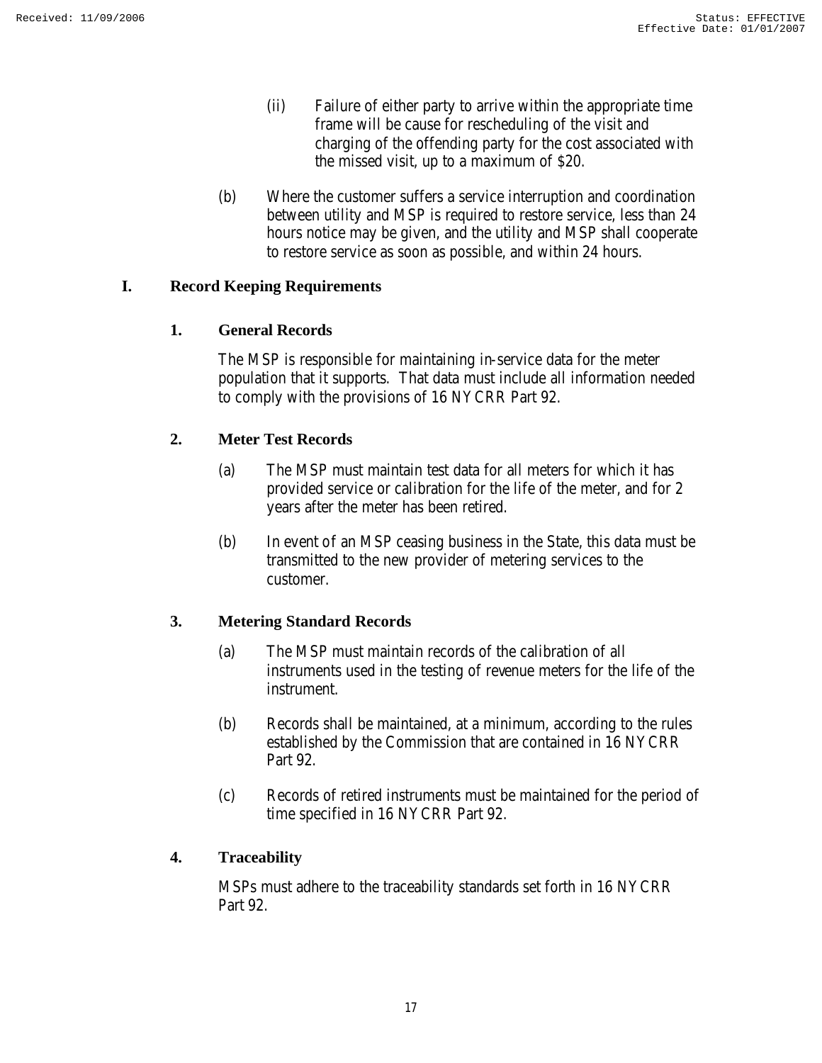(ii) Failure of either party to arrive within the appropriate time frame will be cause for rescheduling of the visit and charging of the offending party for the cost associated with the missed visit, up to a maximum of $20.

(b) Where the customer suffers a service interruption and coordination between utility and MSP is required to restore service, less than 24 hours notice may be given, and the utility and MSP shall cooperate to restore service as soon as possible, and within 24 hours.

## I. Record Keeping Requirements

### 1. General Records

The MSP is responsible for maintaining in-service data for the meter population that it supports. That data must include all information needed to comply with the provisions of 16 NYCRR Part 92.

### 2. Meter Test Records

(a) The MSP must maintain test data for all meters for which it has provided service or calibration for the life of the meter, and for 2 years after the meter has been retired.

(b) In event of an MSP ceasing business in the State, this data must be transmitted to the new provider of metering services to the customer.

### 3. Metering Standard Records

(a) The MSP must maintain records of the calibration of all instruments used in the testing of revenue meters for the life of the instrument.

(b) Records shall be maintained, at a minimum, according to the rules established by the Commission that are contained in 16 NYCRR Part 92.

(c) Records of retired instruments must be maintained for the period of time specified in 16 NYCRR Part 92.

### 4. Traceability

MSPs must adhere to the traceability standards set forth in 16 NYCRR Part 92.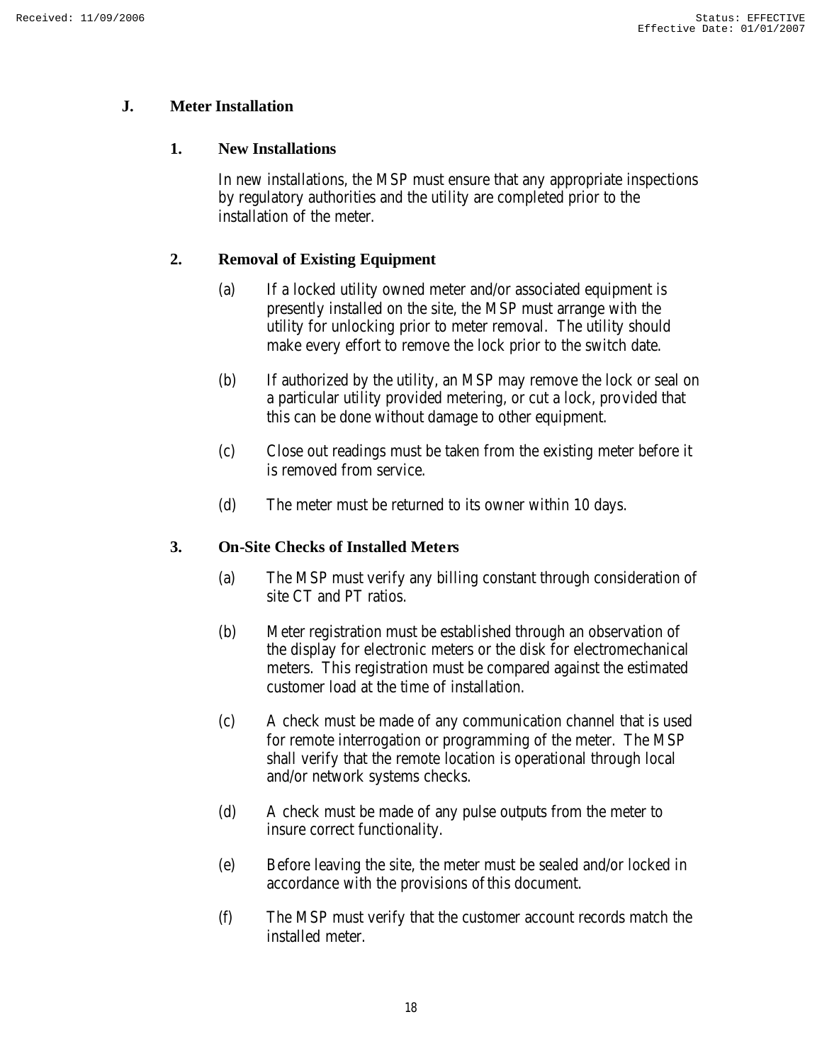## J. Meter Installation

### 1. New Installations

In new installations, the MSP must ensure that any appropriate inspections by regulatory authorities and the utility are completed prior to the installation of the meter.

### 2. Removal of Existing Equipment

(a) If a locked utility owned meter and/or associated equipment is presently installed on the site, the MSP must arrange with the utility for unlocking prior to meter removal. The utility should make every effort to remove the lock prior to the switch date.

(b) If authorized by the utility, an MSP may remove the lock or seal on a particular utility provided metering, or cut a lock, provided that this can be done without damage to other equipment.

(c) Close out readings must be taken from the existing meter before it is removed from service.

(d) The meter must be returned to its owner within 10 days.

### 3. On-Site Checks of Installed Meters

(a) The MSP must verify any billing constant through consideration of site CT and PT ratios.

(b) Meter registration must be established through an observation of the display for electronic meters or the disk for electromechanical meters. This registration must be compared against the estimated customer load at the time of installation.

(c) A check must be made of any communication channel that is used for remote interrogation or programming of the meter. The MSP shall verify that the remote location is operational through local and/or network systems checks.

(d) A check must be made of any pulse outputs from the meter to insure correct functionality.

(e) Before leaving the site, the meter must be sealed and/or locked in accordance with the provisions of this document.

(f) The MSP must verify that the customer account records match the installed meter.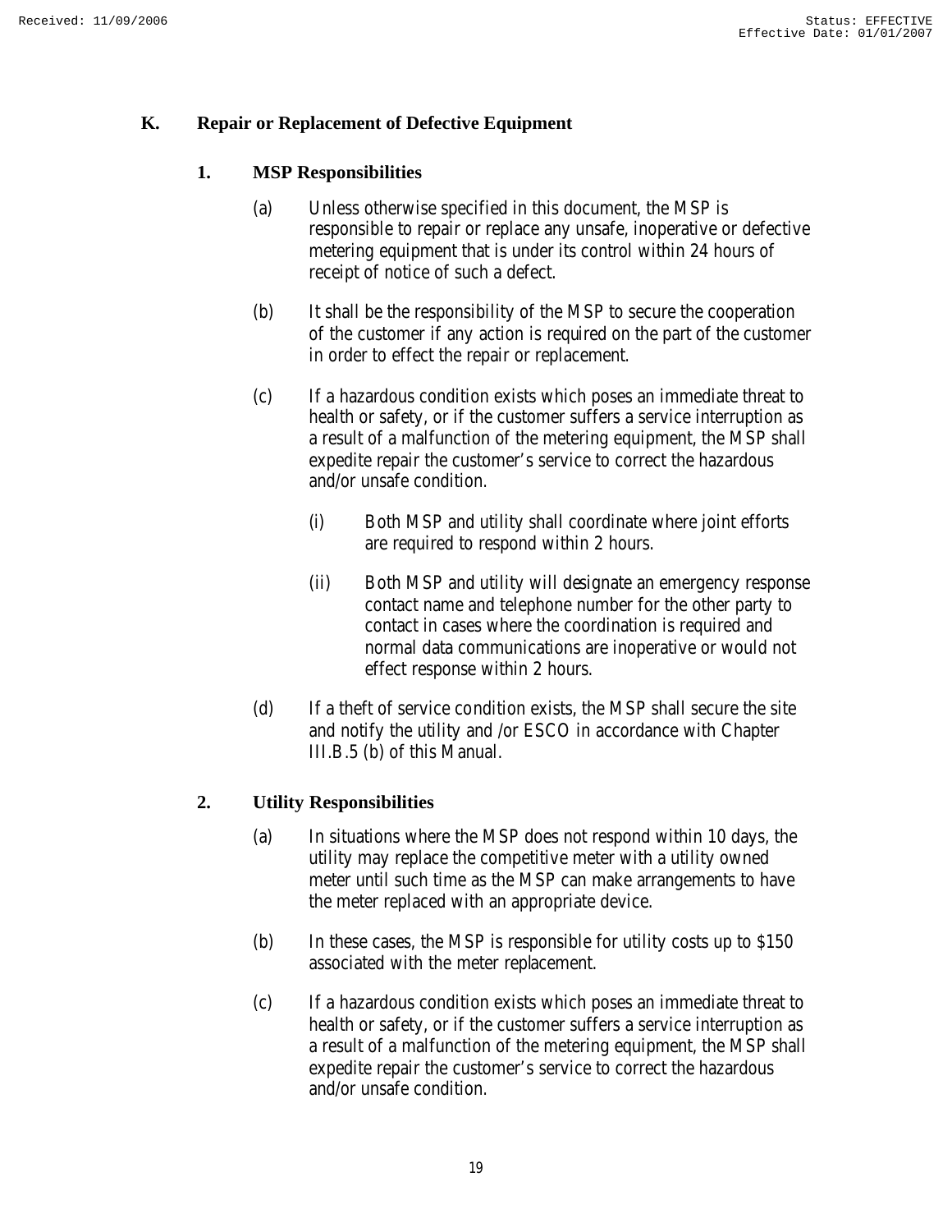## K. Repair or Replacement of Defective Equipment

### 1. MSP Responsibilities

(a) Unless otherwise specified in this document, the MSP is responsible to repair or replace any unsafe, inoperative or defective metering equipment that is under its control within 24 hours of receipt of notice of such a defect.

(b) It shall be the responsibility of the MSP to secure the cooperation of the customer if any action is required on the part of the customer in order to effect the repair or replacement.

(c) If a hazardous condition exists which poses an immediate threat to health or safety, or if the customer suffers a service interruption as a result of a malfunction of the metering equipment, the MSP shall expedite repair the customer's service to correct the hazardous and/or unsafe condition.

(i) Both MSP and utility shall coordinate where joint efforts are required to respond within 2 hours.

(ii) Both MSP and utility will designate an emergency response contact name and telephone number for the other party to contact in cases where the coordination is required and normal data communications are inoperative or would not effect response within 2 hours.

(d) If a theft of service condition exists, the MSP shall secure the site and notify the utility and /or ESCO in accordance with Chapter III.B.5 (b) of this Manual.

### 2. Utility Responsibilities

(a) In situations where the MSP does not respond within 10 days, the utility may replace the competitive meter with a utility owned meter until such time as the MSP can make arrangements to have the meter replaced with an appropriate device.

(b) In these cases, the MSP is responsible for utility costs up to $150 associated with the meter replacement.

(c) If a hazardous condition exists which poses an immediate threat to health or safety, or if the customer suffers a service interruption as a result of a malfunction of the metering equipment, the MSP shall expedite repair the customer's service to correct the hazardous and/or unsafe condition.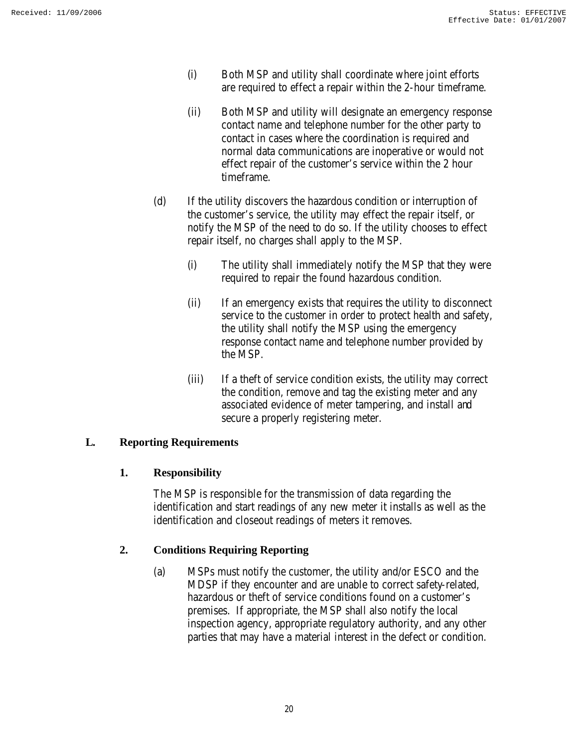(i) Both MSP and utility shall coordinate where joint efforts are required to effect a repair within the 2-hour timeframe.

(ii) Both MSP and utility will designate an emergency response contact name and telephone number for the other party to contact in cases where the coordination is required and normal data communications are inoperative or would not effect repair of the customer's service within the 2 hour timeframe.

(d) If the utility discovers the hazardous condition or interruption of the customer's service, the utility may effect the repair itself, or notify the MSP of the need to do so. If the utility chooses to effect repair itself, no charges shall apply to the MSP.

(i) The utility shall immediately notify the MSP that they were required to repair the found hazardous condition.

(ii) If an emergency exists that requires the utility to disconnect service to the customer in order to protect health and safety, the utility shall notify the MSP using the emergency response contact name and telephone number provided by the MSP.

(iii) If a theft of service condition exists, the utility may correct the condition, remove and tag the existing meter and any associated evidence of meter tampering, and install and secure a properly registering meter.

## L. Reporting Requirements

### 1. Responsibility

The MSP is responsible for the transmission of data regarding the identification and start readings of any new meter it installs as well as the identification and closeout readings of meters it removes.

### 2. Conditions Requiring Reporting

(a) MSPs must notify the customer, the utility and/or ESCO and the MDSP if they encounter and are unable to correct safety-related, hazardous or theft of service conditions found on a customer's premises. If appropriate, the MSP shall also notify the local inspection agency, appropriate regulatory authority, and any other parties that may have a material interest in the defect or condition.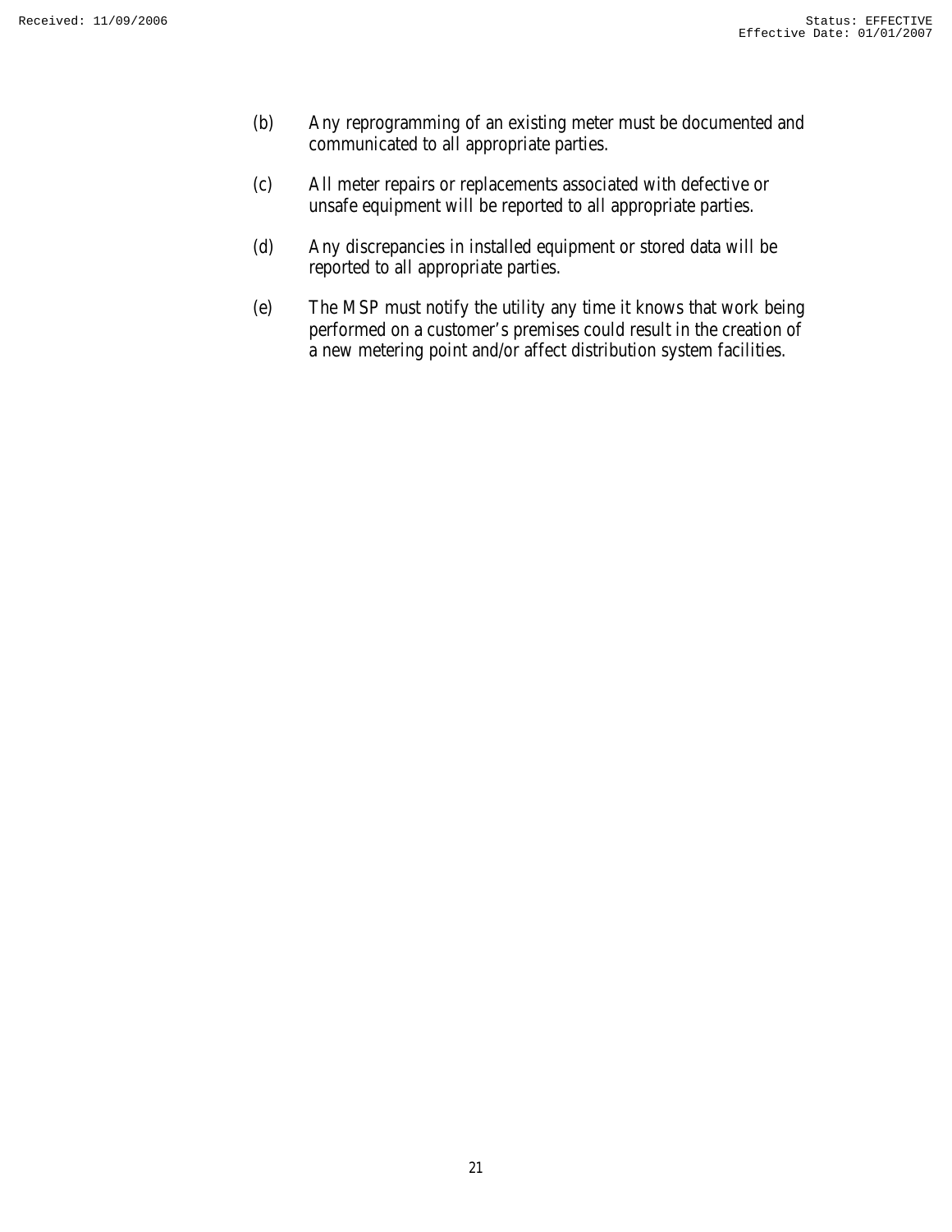(b) Any reprogramming of an existing meter must be documented and communicated to all appropriate parties.

(c) All meter repairs or replacements associated with defective or unsafe equipment will be reported to all appropriate parties.

(d) Any discrepancies in installed equipment or stored data will be reported to all appropriate parties.

(e) The MSP must notify the utility any time it knows that work being performed on a customer's premises could result in the creation of a new metering point and/or affect distribution system facilities.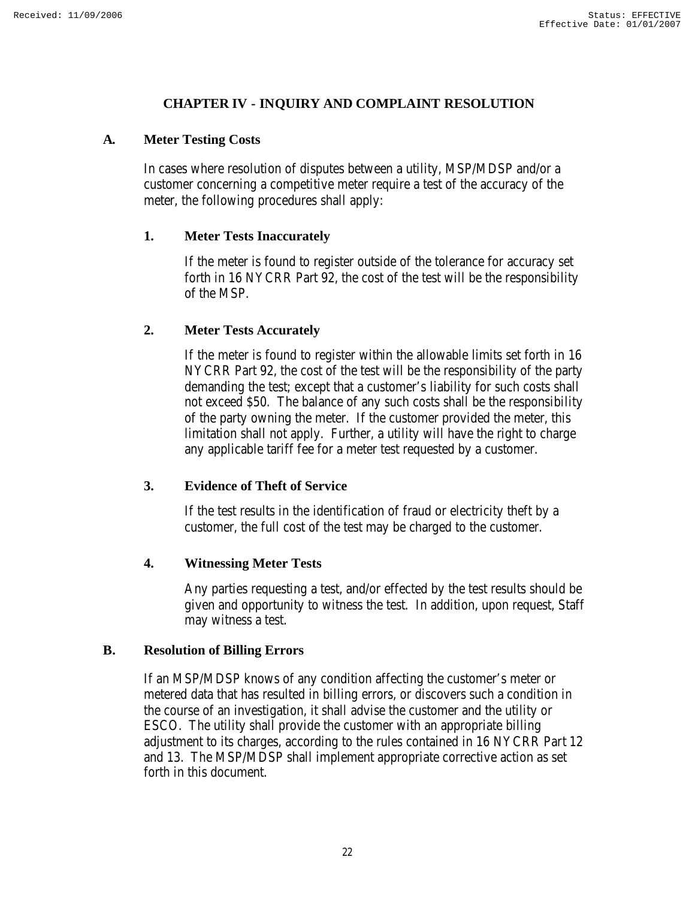# CHAPTER IV - INQUIRY AND COMPLAINT RESOLUTION

## A. Meter Testing Costs

In cases where resolution of disputes between a utility, MSP/MDSP and/or a customer concerning a competitive meter require a test of the accuracy of the meter, the following procedures shall apply:

### 1. Meter Tests Inaccurately

If the meter is found to register outside of the tolerance for accuracy set forth in 16 NYCRR Part 92, the cost of the test will be the responsibility of the MSP.

### 2. Meter Tests Accurately

If the meter is found to register within the allowable limits set forth in 16 NYCRR Part 92, the cost of the test will be the responsibility of the party demanding the test; except that a customer's liability for such costs shall not exceed $50. The balance of any such costs shall be the responsibility of the party owning the meter. If the customer provided the meter, this limitation shall not apply. Further, a utility will have the right to charge any applicable tariff fee for a meter test requested by a customer.

### 3. Evidence of Theft of Service

If the test results in the identification of fraud or electricity theft by a customer, the full cost of the test may be charged to the customer.

### 4. Witnessing Meter Tests

Any parties requesting a test, and/or effected by the test results should be given and opportunity to witness the test. In addition, upon request, Staff may witness a test.

## B. Resolution of Billing Errors

If an MSP/MDSP knows of any condition affecting the customer's meter or metered data that has resulted in billing errors, or discovers such a condition in the course of an investigation, it shall advise the customer and the utility or ESCO. The utility shall provide the customer with an appropriate billing adjustment to its charges, according to the rules contained in 16 NYCRR Part 12 and 13. The MSP/MDSP shall implement appropriate corrective action as set forth in this document.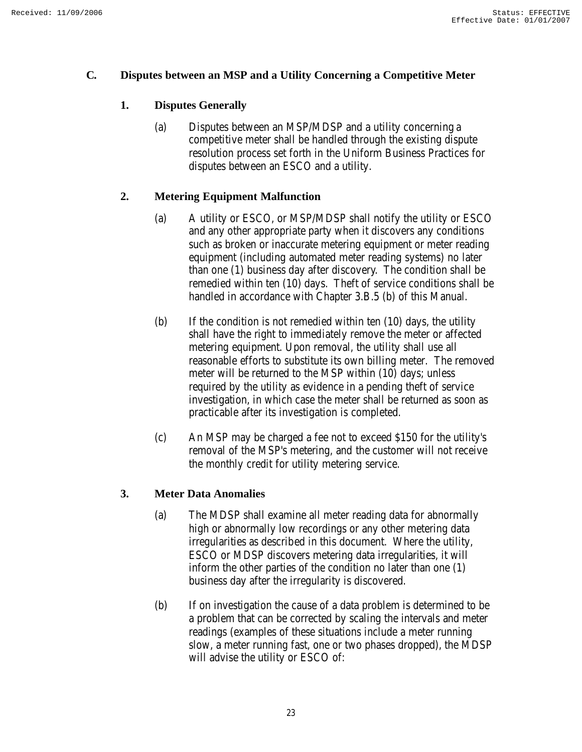## C. Disputes between an MSP and a Utility Concerning a Competitive Meter

### 1. Disputes Generally

(a) Disputes between an MSP/MDSP and a utility concerning a competitive meter shall be handled through the existing dispute resolution process set forth in the Uniform Business Practices for disputes between an ESCO and a utility.

### 2. Metering Equipment Malfunction

(a) A utility or ESCO, or MSP/MDSP shall notify the utility or ESCO and any other appropriate party when it discovers any conditions such as broken or inaccurate metering equipment or meter reading equipment (including automated meter reading systems) no later than one (1) business day after discovery. The condition shall be remedied within ten (10) days. Theft of service conditions shall be handled in accordance with Chapter 3.B.5 (b) of this Manual.

(b) If the condition is not remedied within ten (10) days, the utility shall have the right to immediately remove the meter or affected metering equipment. Upon removal, the utility shall use all reasonable efforts to substitute its own billing meter. The removed meter will be returned to the MSP within (10) days; unless required by the utility as evidence in a pending theft of service investigation, in which case the meter shall be returned as soon as practicable after its investigation is completed.

(c) An MSP may be charged a fee not to exceed $150 for the utility's removal of the MSP's metering, and the customer will not receive the monthly credit for utility metering service.

### 3. Meter Data Anomalies

(a) The MDSP shall examine all meter reading data for abnormally high or abnormally low recordings or any other metering data irregularities as described in this document. Where the utility, ESCO or MDSP discovers metering data irregularities, it will inform the other parties of the condition no later than one (1) business day after the irregularity is discovered.

(b) If on investigation the cause of a data problem is determined to be a problem that can be corrected by scaling the intervals and meter readings (examples of these situations include a meter running slow, a meter running fast, one or two phases dropped), the MDSP will advise the utility or ESCO of: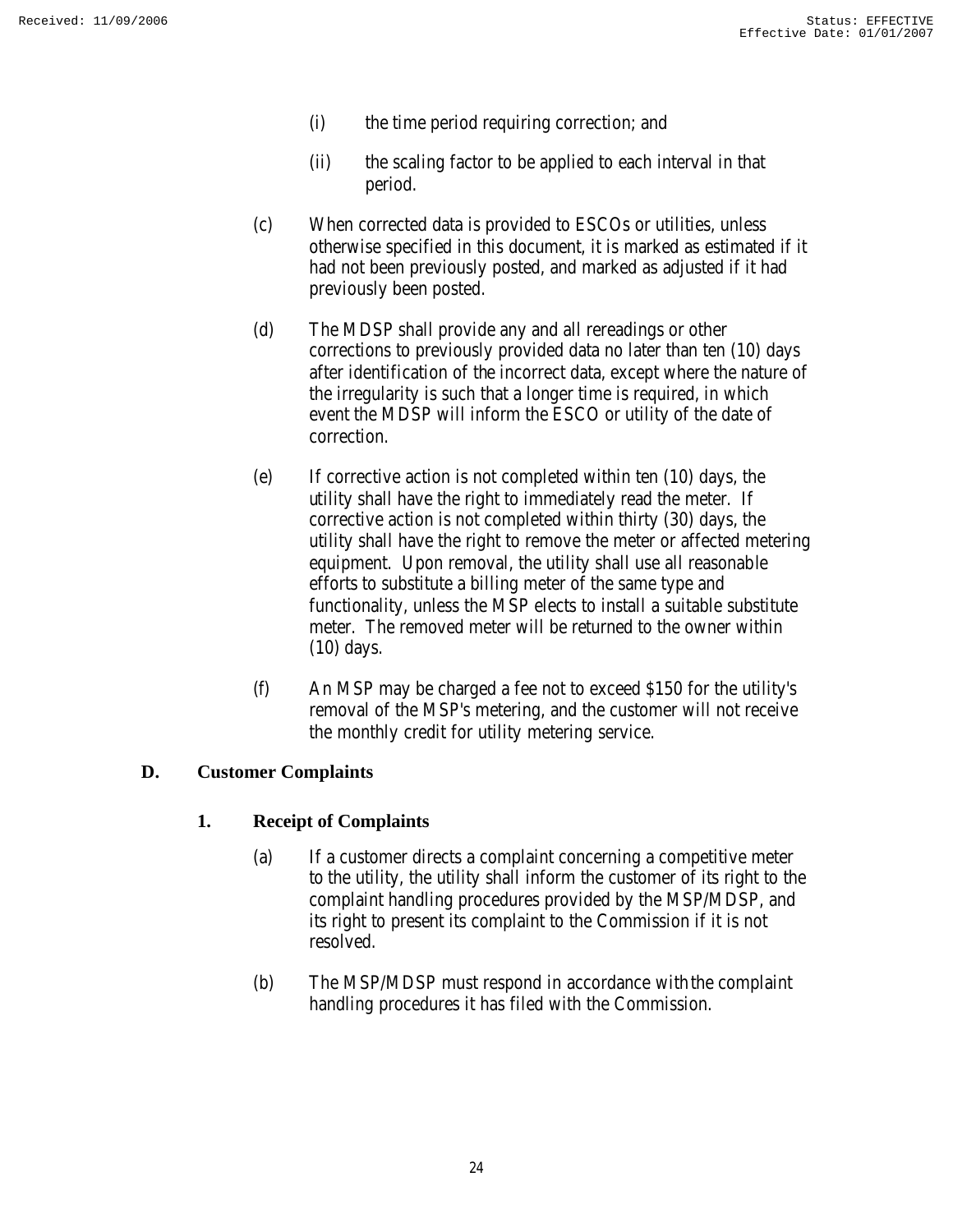(i) the time period requiring correction; and

(ii) the scaling factor to be applied to each interval in that period.

(c) When corrected data is provided to ESCOs or utilities, unless otherwise specified in this document, it is marked as estimated if it had not been previously posted, and marked as adjusted if it had previously been posted.

(d) The MDSP shall provide any and all rereadings or other corrections to previously provided data no later than ten (10) days after identification of the incorrect data, except where the nature of the irregularity is such that a longer time is required, in which event the MDSP will inform the ESCO or utility of the date of correction.

(e) If corrective action is not completed within ten (10) days, the utility shall have the right to immediately read the meter. If corrective action is not completed within thirty (30) days, the utility shall have the right to remove the meter or affected metering equipment. Upon removal, the utility shall use all reasonable efforts to substitute a billing meter of the same type and functionality, unless the MSP elects to install a suitable substitute meter. The removed meter will be returned to the owner within (10) days.

(f) An MSP may be charged a fee not to exceed $150 for the utility's removal of the MSP's metering, and the customer will not receive the monthly credit for utility metering service.

## D. Customer Complaints

### 1. Receipt of Complaints

(a) If a customer directs a complaint concerning a competitive meter to the utility, the utility shall inform the customer of its right to the complaint handling procedures provided by the MSP/MDSP, and its right to present its complaint to the Commission if it is not resolved.

(b) The MSP/MDSP must respond in accordance with the complaint handling procedures it has filed with the Commission.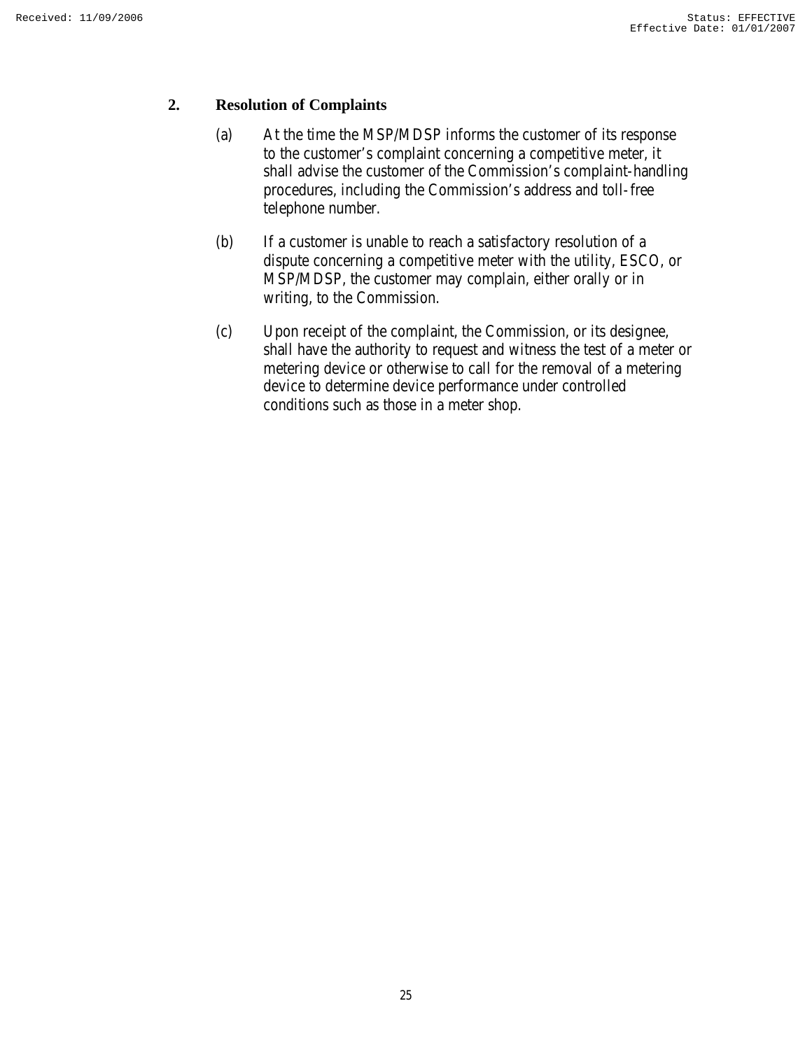## 2. Resolution of Complaints

(a) At the time the MSP/MDSP informs the customer of its response to the customer's complaint concerning a competitive meter, it shall advise the customer of the Commission's complaint-handling procedures, including the Commission's address and toll-free telephone number.

(b) If a customer is unable to reach a satisfactory resolution of a dispute concerning a competitive meter with the utility, ESCO, or MSP/MDSP, the customer may complain, either orally or in writing, to the Commission.

(c) Upon receipt of the complaint, the Commission, or its designee, shall have the authority to request and witness the test of a meter or metering device or otherwise to call for the removal of a metering device to determine device performance under controlled conditions such as those in a meter shop.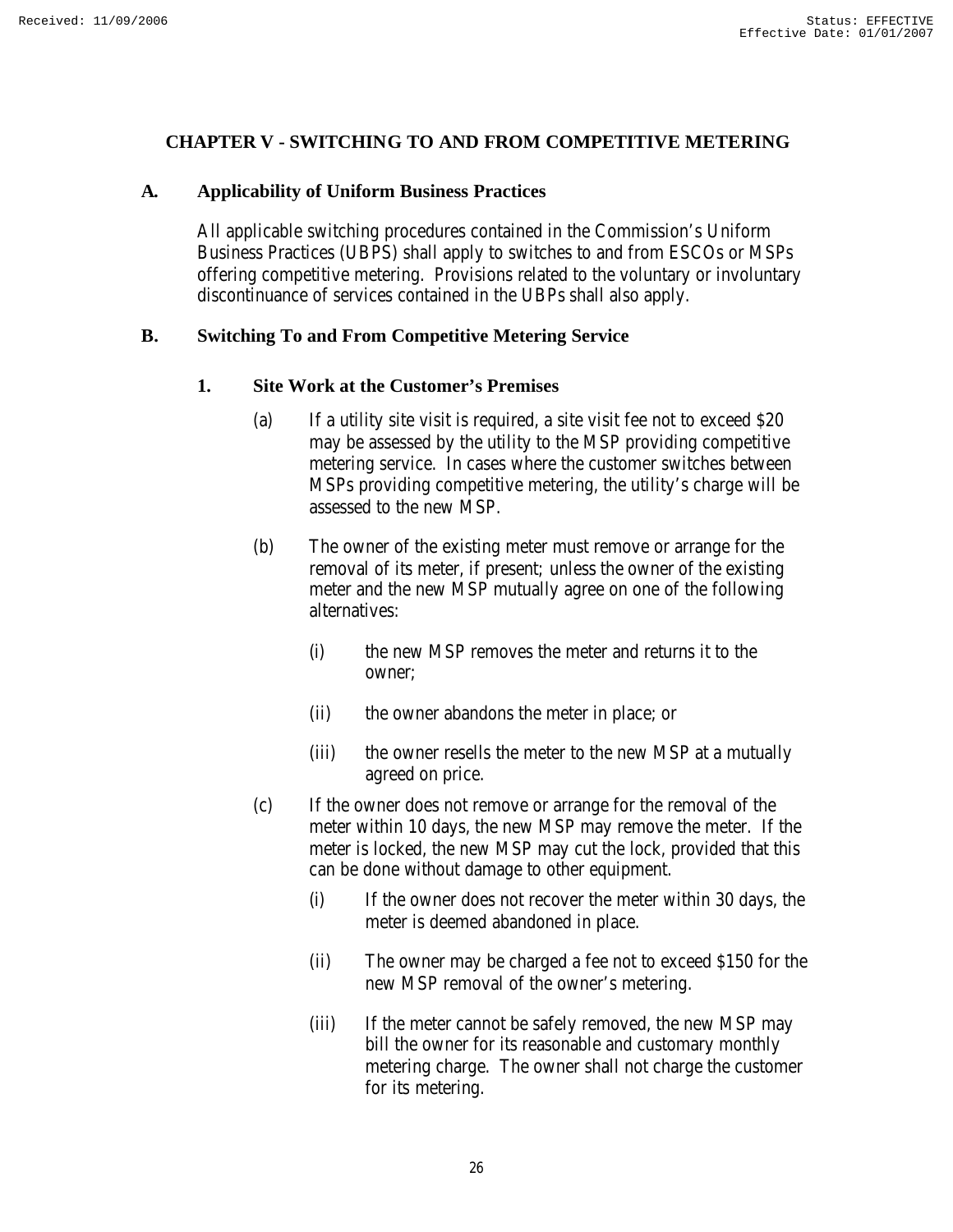# CHAPTER V - SWITCHING TO AND FROM COMPETITIVE METERING

## A. Applicability of Uniform Business Practices

All applicable switching procedures contained in the Commission's Uniform Business Practices (UBPS) shall apply to switches to and from ESCOs or MSPs offering competitive metering. Provisions related to the voluntary or involuntary discontinuance of services contained in the UBPs shall also apply.

## B. Switching To and From Competitive Metering Service

### 1. Site Work at the Customer's Premises

(a) If a utility site visit is required, a site visit fee not to exceed $20 may be assessed by the utility to the MSP providing competitive metering service. In cases where the customer switches between MSPs providing competitive metering, the utility's charge will be assessed to the new MSP.

(b) The owner of the existing meter must remove or arrange for the removal of its meter, if present; unless the owner of the existing meter and the new MSP mutually agree on one of the following alternatives:

- (i) the new MSP removes the meter and returns it to the owner;
- (ii) the owner abandons the meter in place; or
- (iii) the owner resells the meter to the new MSP at a mutually agreed on price.

(c) If the owner does not remove or arrange for the removal of the meter within 10 days, the new MSP may remove the meter. If the meter is locked, the new MSP may cut the lock, provided that this can be done without damage to other equipment.

- (i) If the owner does not recover the meter within 30 days, the meter is deemed abandoned in place.
- (ii) The owner may be charged a fee not to exceed $150 for the new MSP removal of the owner's metering.
- (iii) If the meter cannot be safely removed, the new MSP may bill the owner for its reasonable and customary monthly metering charge. The owner shall not charge the customer for its metering.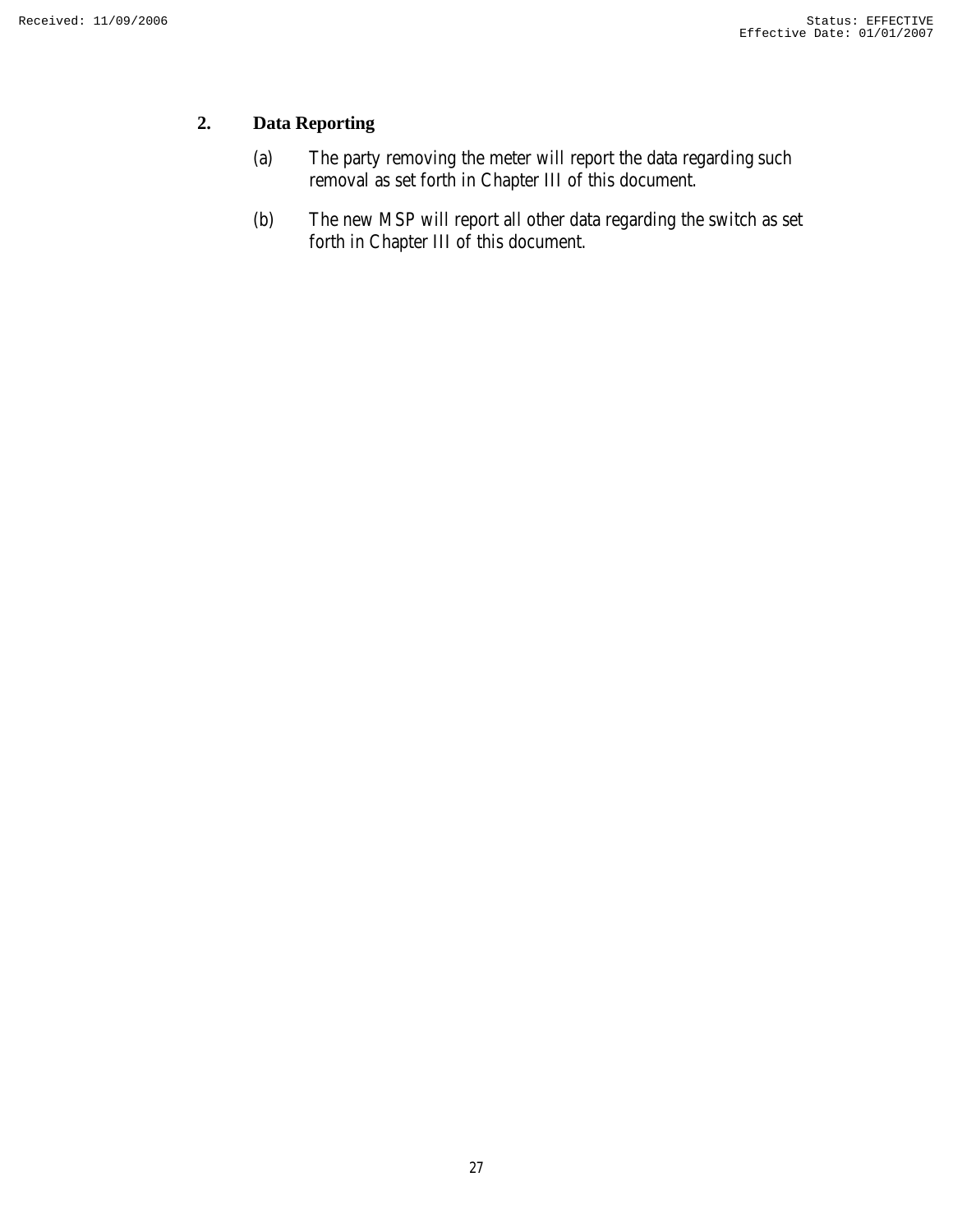## 2. Data Reporting

(a) The party removing the meter will report the data regarding such removal as set forth in Chapter III of this document.

(b) The new MSP will report all other data regarding the switch as set forth in Chapter III of this document.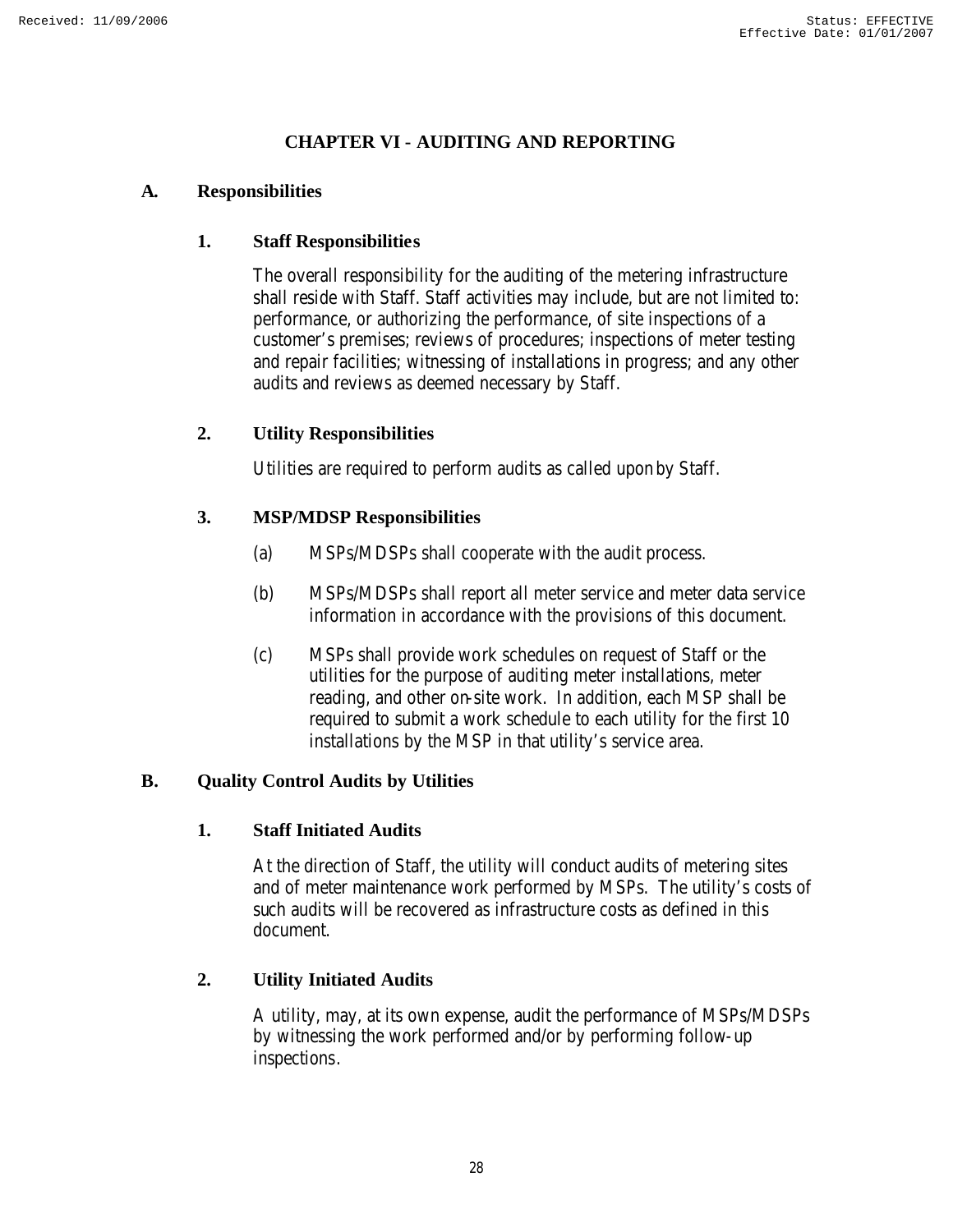# CHAPTER VI - AUDITING AND REPORTING

## A. Responsibilities

### 1. Staff Responsibilities

The overall responsibility for the auditing of the metering infrastructure shall reside with Staff. Staff activities may include, but are not limited to: performance, or authorizing the performance, of site inspections of a customer's premises; reviews of procedures; inspections of meter testing and repair facilities; witnessing of installations in progress; and any other audits and reviews as deemed necessary by Staff.

### 2. Utility Responsibilities

Utilities are required to perform audits as called upon by Staff.

### 3. MSP/MDSP Responsibilities

(a) MSPs/MDSPs shall cooperate with the audit process.

(b) MSPs/MDSPs shall report all meter service and meter data service information in accordance with the provisions of this document.

(c) MSPs shall provide work schedules on request of Staff or the utilities for the purpose of auditing meter installations, meter reading, and other on-site work. In addition, each MSP shall be required to submit a work schedule to each utility for the first 10 installations by the MSP in that utility's service area.

## B. Quality Control Audits by Utilities

### 1. Staff Initiated Audits

At the direction of Staff, the utility will conduct audits of metering sites and of meter maintenance work performed by MSPs. The utility's costs of such audits will be recovered as infrastructure costs as defined in this document.

### 2. Utility Initiated Audits

A utility, may, at its own expense, audit the performance of MSPs/MDSPs by witnessing the work performed and/or by performing follow-up inspections.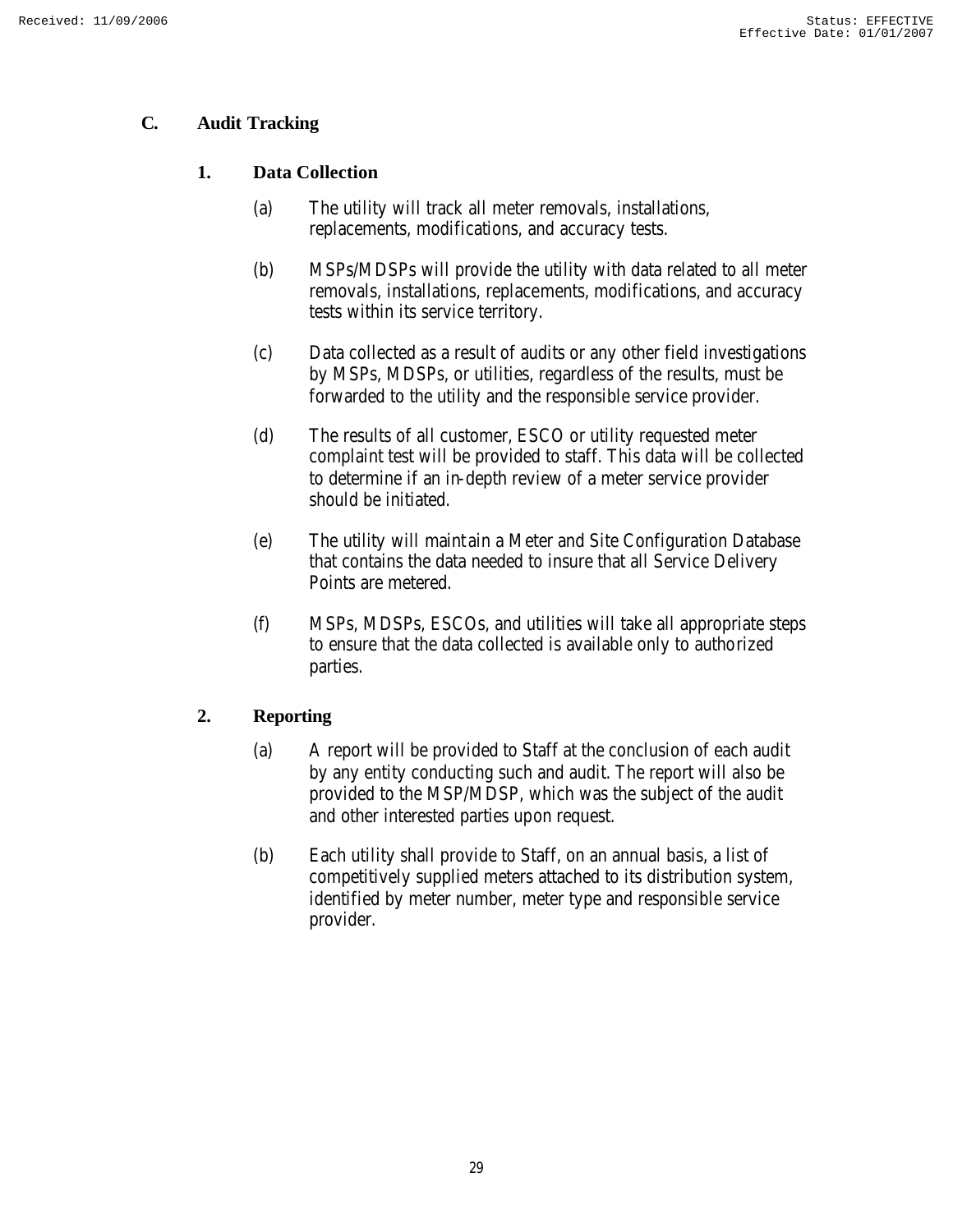## C. Audit Tracking

### 1. Data Collection

(a) The utility will track all meter removals, installations, replacements, modifications, and accuracy tests.

(b) MSPs/MDSPs will provide the utility with data related to all meter removals, installations, replacements, modifications, and accuracy tests within its service territory.

(c) Data collected as a result of audits or any other field investigations by MSPs, MDSPs, or utilities, regardless of the results, must be forwarded to the utility and the responsible service provider.

(d) The results of all customer, ESCO or utility requested meter complaint test will be provided to staff. This data will be collected to determine if an in-depth review of a meter service provider should be initiated.

(e) The utility will maintain a Meter and Site Configuration Database that contains the data needed to insure that all Service Delivery Points are metered.

(f) MSPs, MDSPs, ESCOs, and utilities will take all appropriate steps to ensure that the data collected is available only to authorized parties.

### 2. Reporting

(a) A report will be provided to Staff at the conclusion of each audit by any entity conducting such and audit. The report will also be provided to the MSP/MDSP, which was the subject of the audit and other interested parties upon request.

(b) Each utility shall provide to Staff, on an annual basis, a list of competitively supplied meters attached to its distribution system, identified by meter number, meter type and responsible service provider.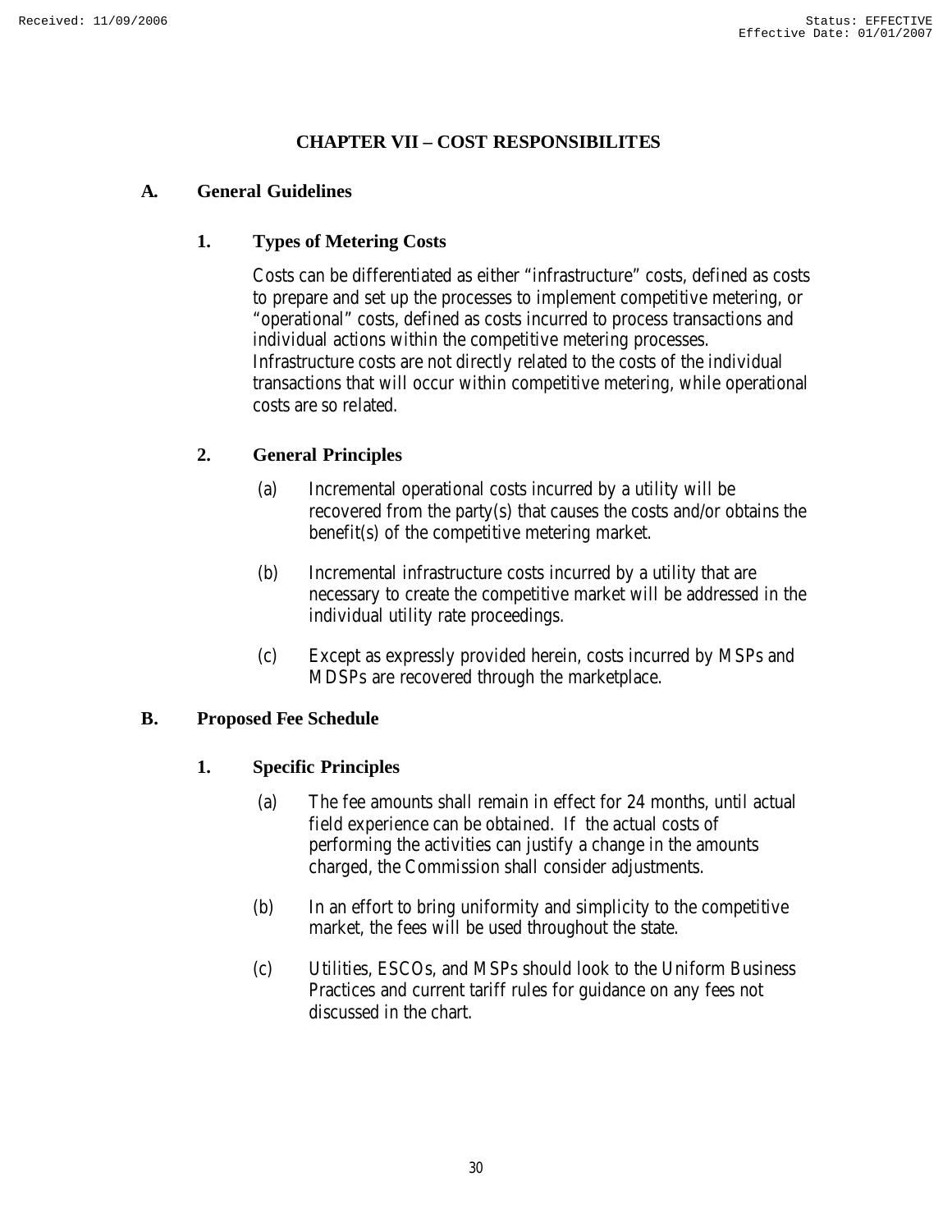# CHAPTER VII – COST RESPONSIBILITES

## A. General Guidelines

### 1. Types of Metering Costs

Costs can be differentiated as either "infrastructure" costs, defined as costs to prepare and set up the processes to implement competitive metering, or "operational" costs, defined as costs incurred to process transactions and individual actions within the competitive metering processes. Infrastructure costs are not directly related to the costs of the individual transactions that will occur within competitive metering, while operational costs are so related.

### 2. General Principles

(a) Incremental operational costs incurred by a utility will be recovered from the party(s) that causes the costs and/or obtains the benefit(s) of the competitive metering market.

(b) Incremental infrastructure costs incurred by a utility that are necessary to create the competitive market will be addressed in the individual utility rate proceedings.

(c) Except as expressly provided herein, costs incurred by MSPs and MDSPs are recovered through the marketplace.

## B. Proposed Fee Schedule

### 1. Specific Principles

(a) The fee amounts shall remain in effect for 24 months, until actual field experience can be obtained. If the actual costs of performing the activities can justify a change in the amounts charged, the Commission shall consider adjustments.

(b) In an effort to bring uniformity and simplicity to the competitive market, the fees will be used throughout the state.

(c) Utilities, ESCOs, and MSPs should look to the Uniform Business Practices and current tariff rules for guidance on any fees not discussed in the chart.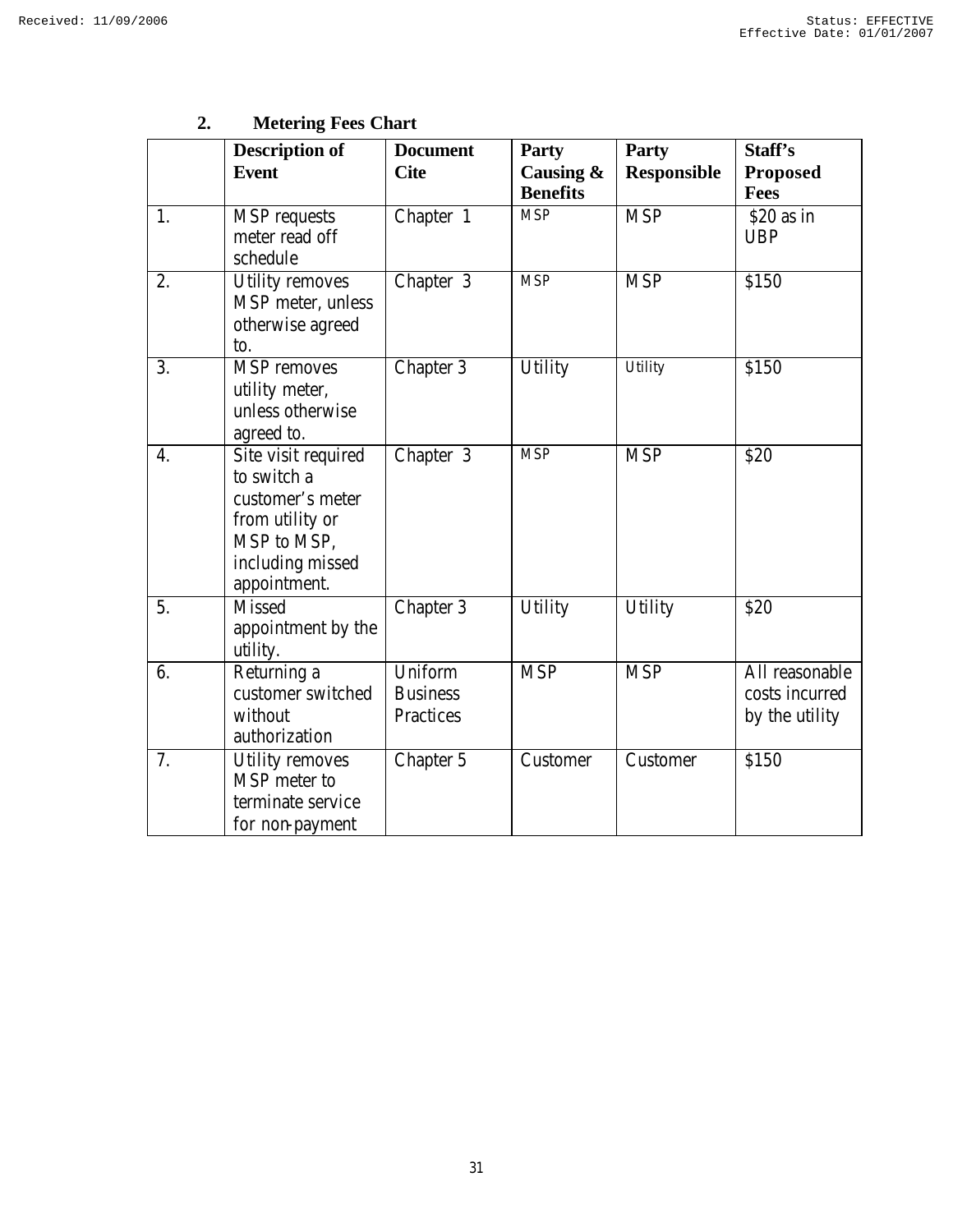## 2. Metering Fees Chart

| | Description of Event | Document Cite | Party Causing & Benefits | Party Responsible | Staff's Proposed Fees |
|---|---|---|---|---|---|
| 1. | MSP requests meter read off schedule | Chapter 1 | MSP | MSP | $20 as in UBP |
| 2. | Utility removes MSP meter, unless otherwise agreed to. | Chapter 3 | MSP | MSP | $150 |
| 3. | MSP removes utility meter, unless otherwise agreed to. | Chapter 3 | Utility | Utility | $150 |
| 4. | Site visit required to switch a customer's meter from utility or MSP to MSP, including missed appointment. | Chapter 3 | MSP | MSP | $20 |
| 5. | Missed appointment by the utility. | Chapter 3 | Utility | Utility | $20 |
| 6. | Returning a customer switched without authorization | Uniform Business Practices | MSP | MSP | All reasonable costs incurred by the utility |
| 7. | Utility removes MSP meter to terminate service for non-payment | Chapter 5 | Customer | Customer | $150 |